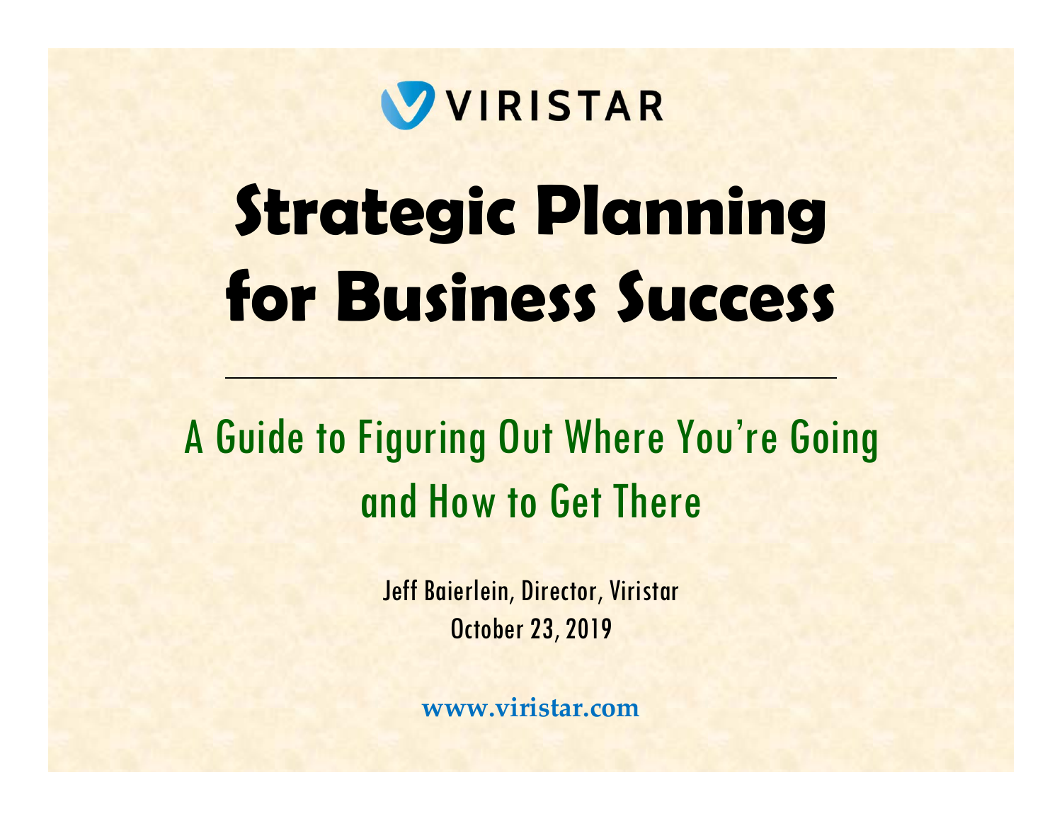VIRISTAR

# Strategic Planning for Business Success

---

## A Guide to Figuring Out Where You're Going and How to Get There

Jeff Baierlein, Director, Viristar
October 23, 2019

**www.viristar.com**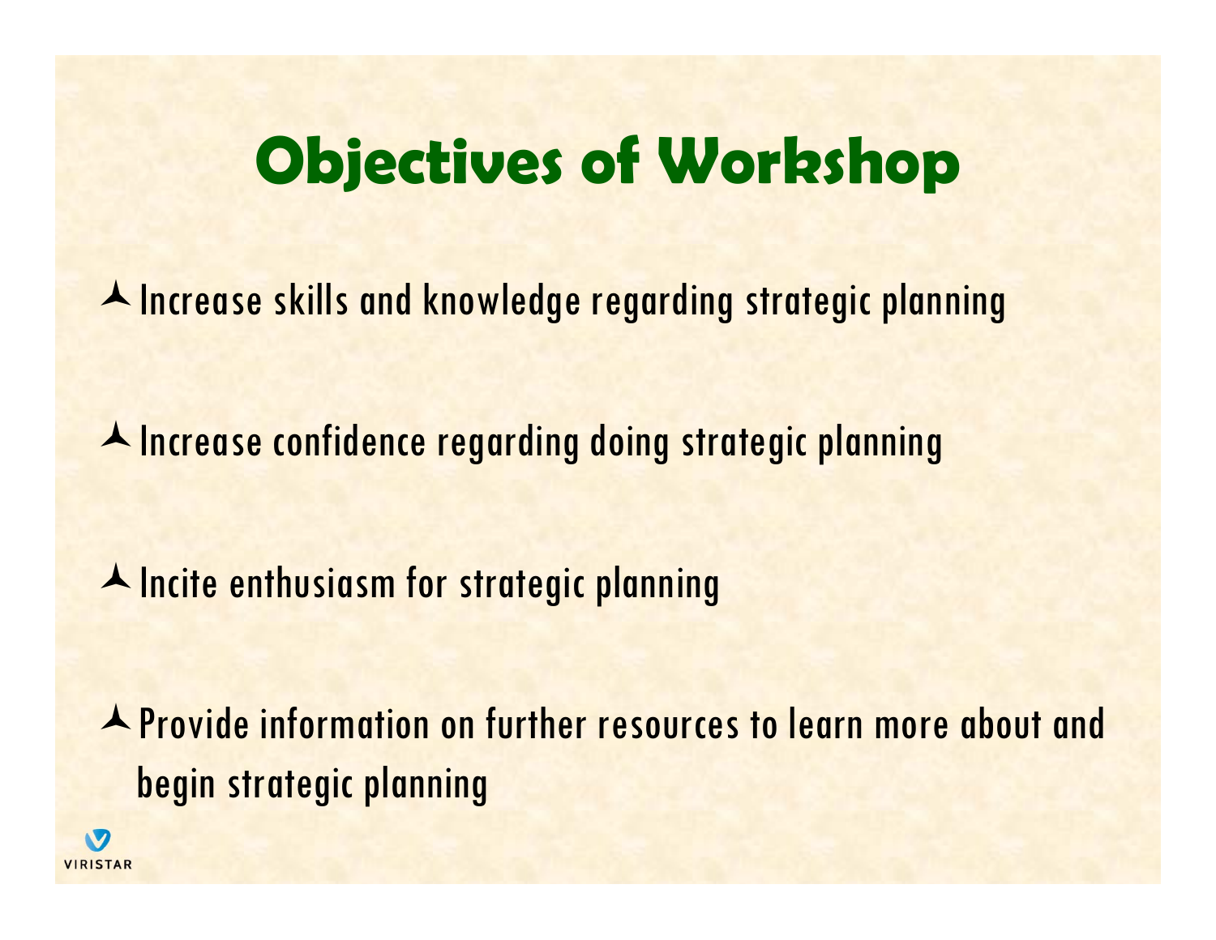# Objectives of Workshop

- Increase skills and knowledge regarding strategic planning
- Increase confidence regarding doing strategic planning
- Incite enthusiasm for strategic planning
- Provide information on further resources to learn more about and begin strategic planning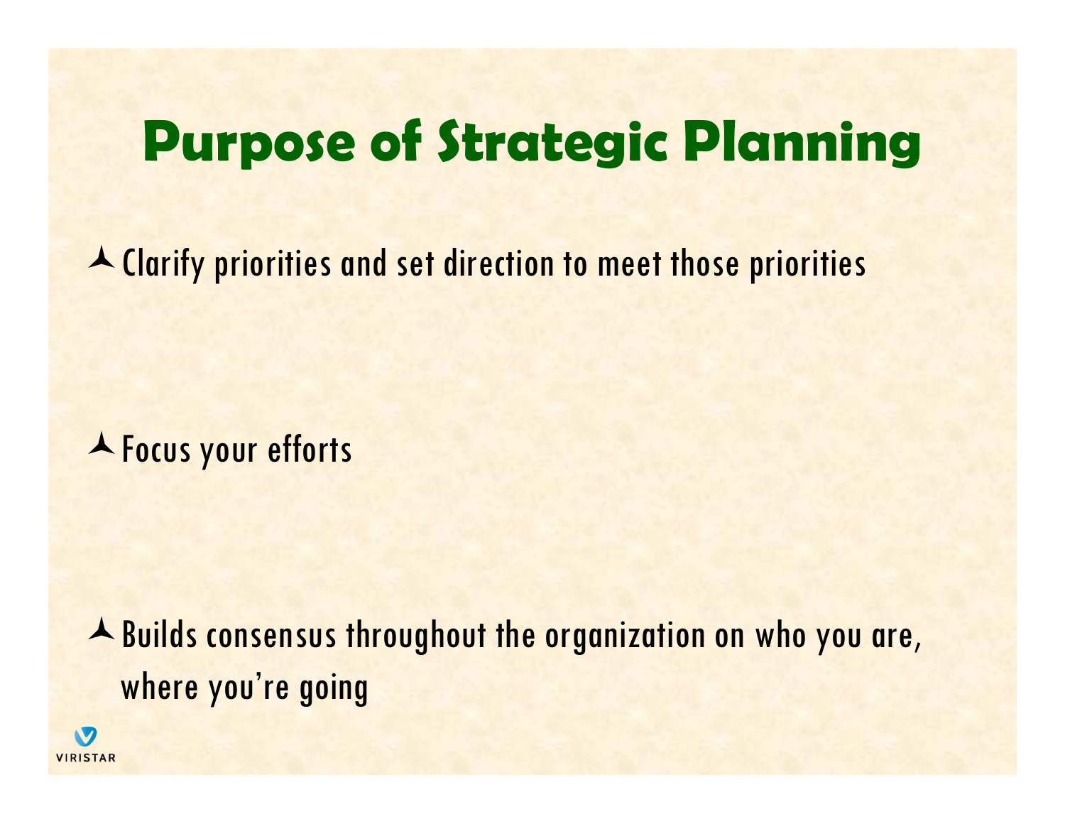# Purpose of Strategic Planning

- Clarify priorities and set direction to meet those priorities

- Focus your efforts

- Builds consensus throughout the organization on who you are, where you're going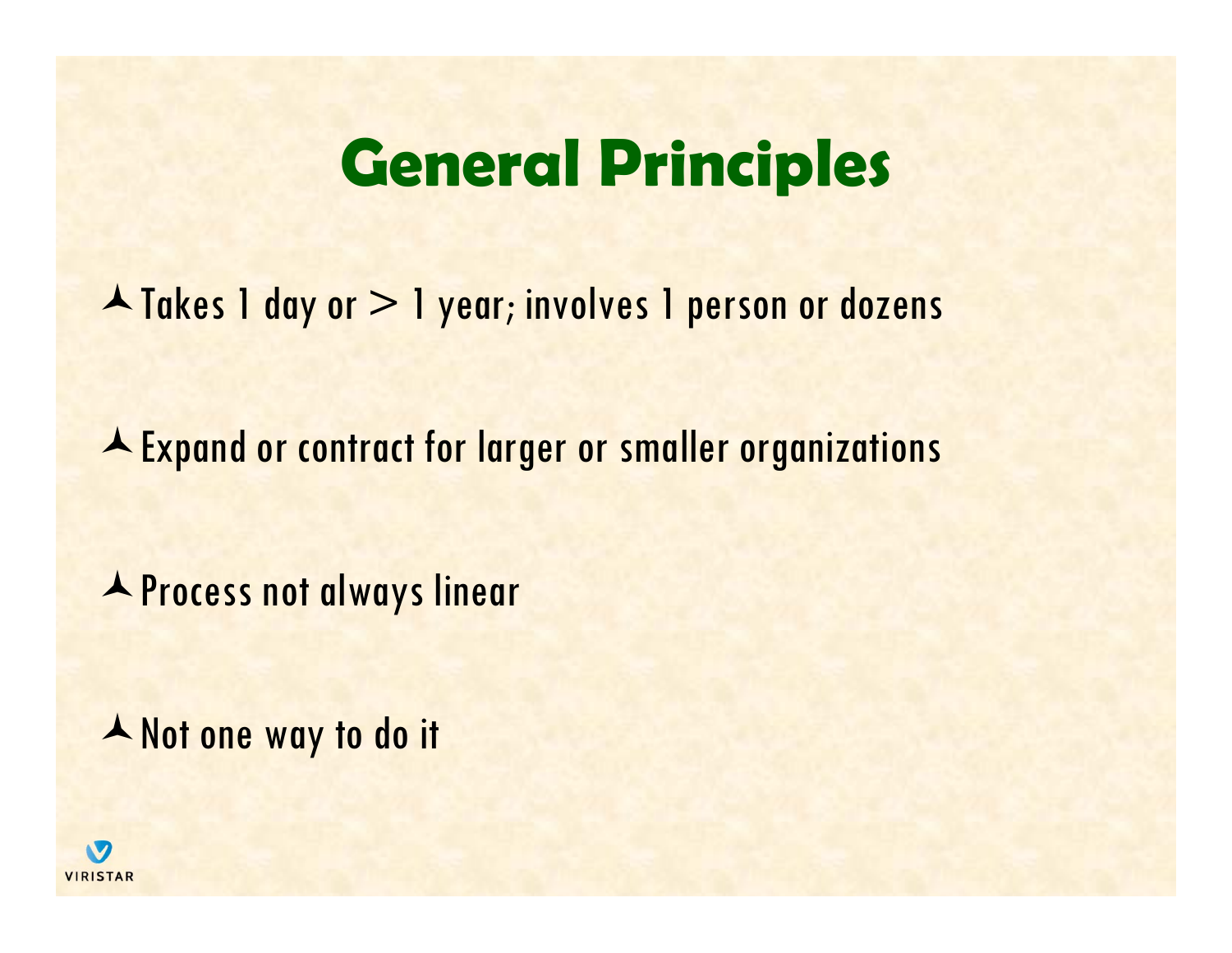# General Principles

- Takes 1 day or > 1 year; involves 1 person or dozens
- Expand or contract for larger or smaller organizations
- Process not always linear
- Not one way to do it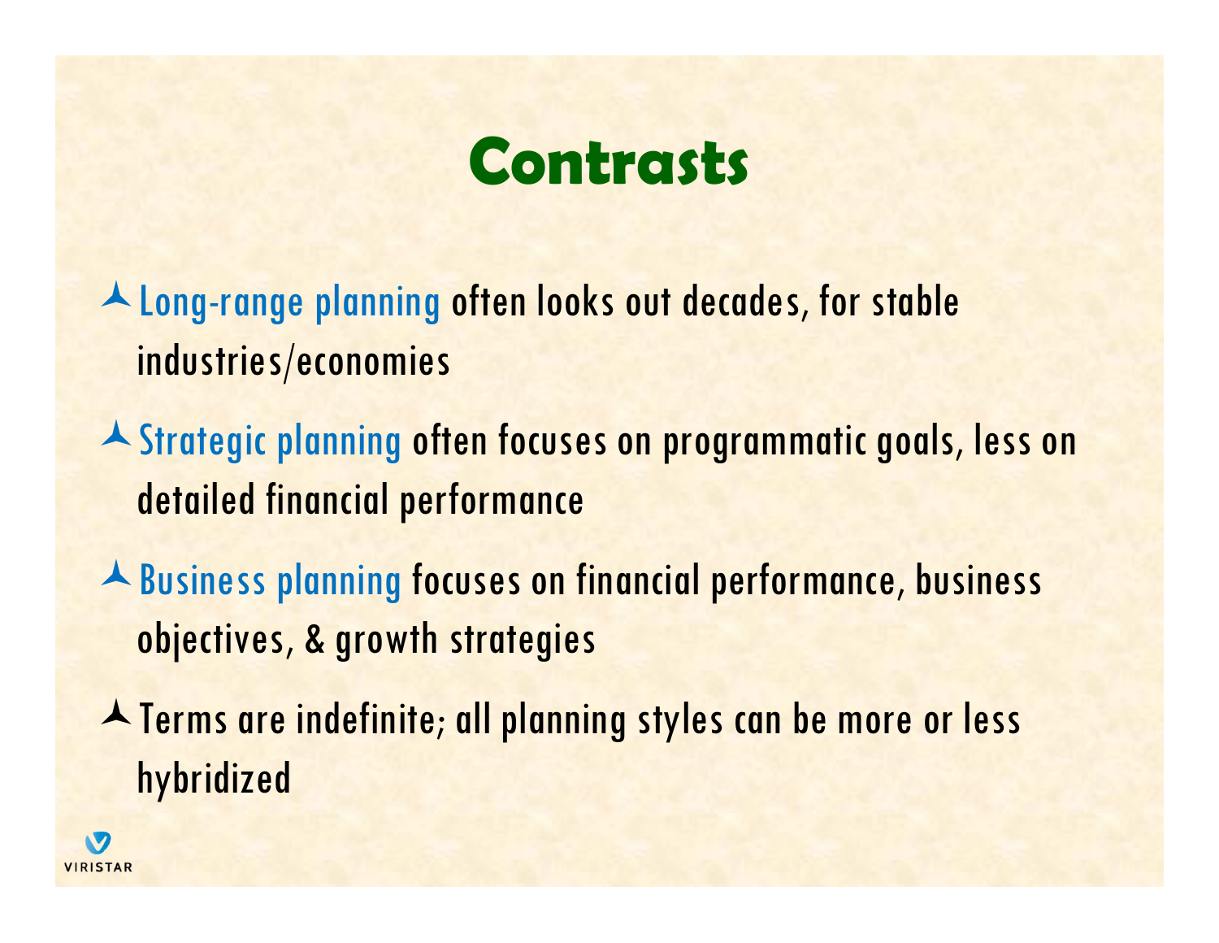# Contrasts

- Long-range planning often looks out decades, for stable industries/economies
- Strategic planning often focuses on programmatic goals, less on detailed financial performance
- Business planning focuses on financial performance, business objectives, & growth strategies
- Terms are indefinite; all planning styles can be more or less hybridized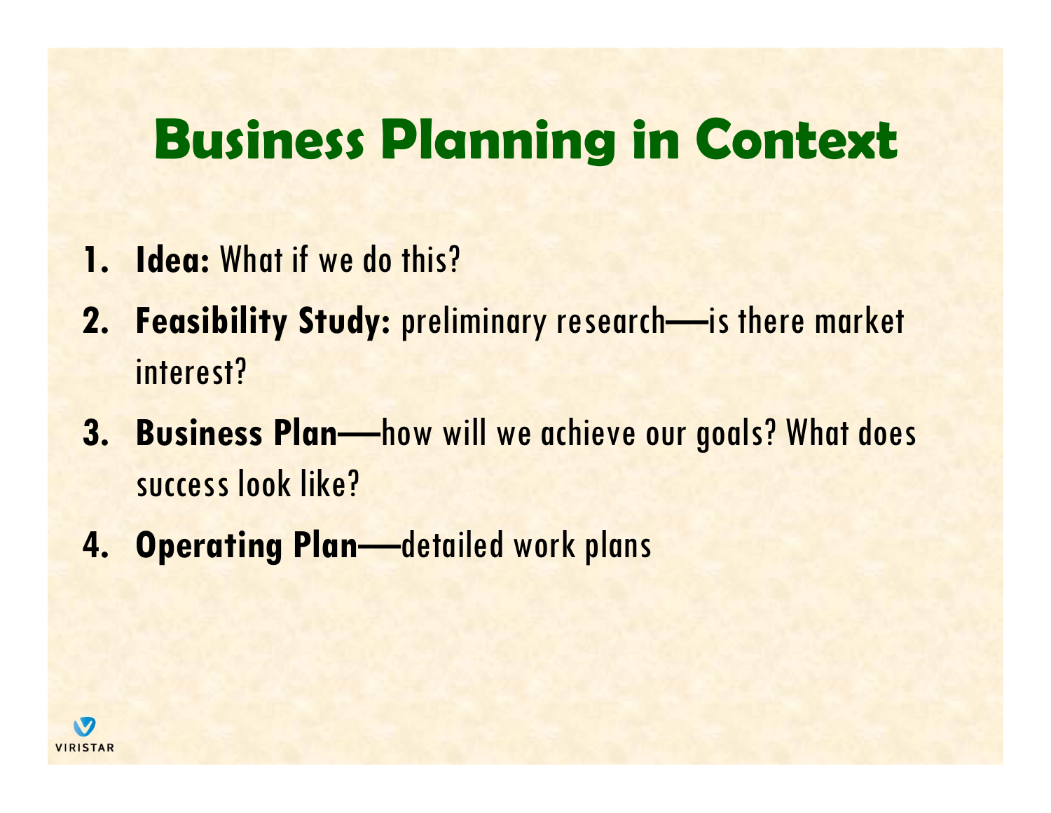# Business Planning in Context

1. **Idea:** What if we do this?
2. **Feasibility Study:** preliminary research—is there market interest?
3. **Business Plan**—how will we achieve our goals? What does success look like?
4. **Operating Plan**—detailed work plans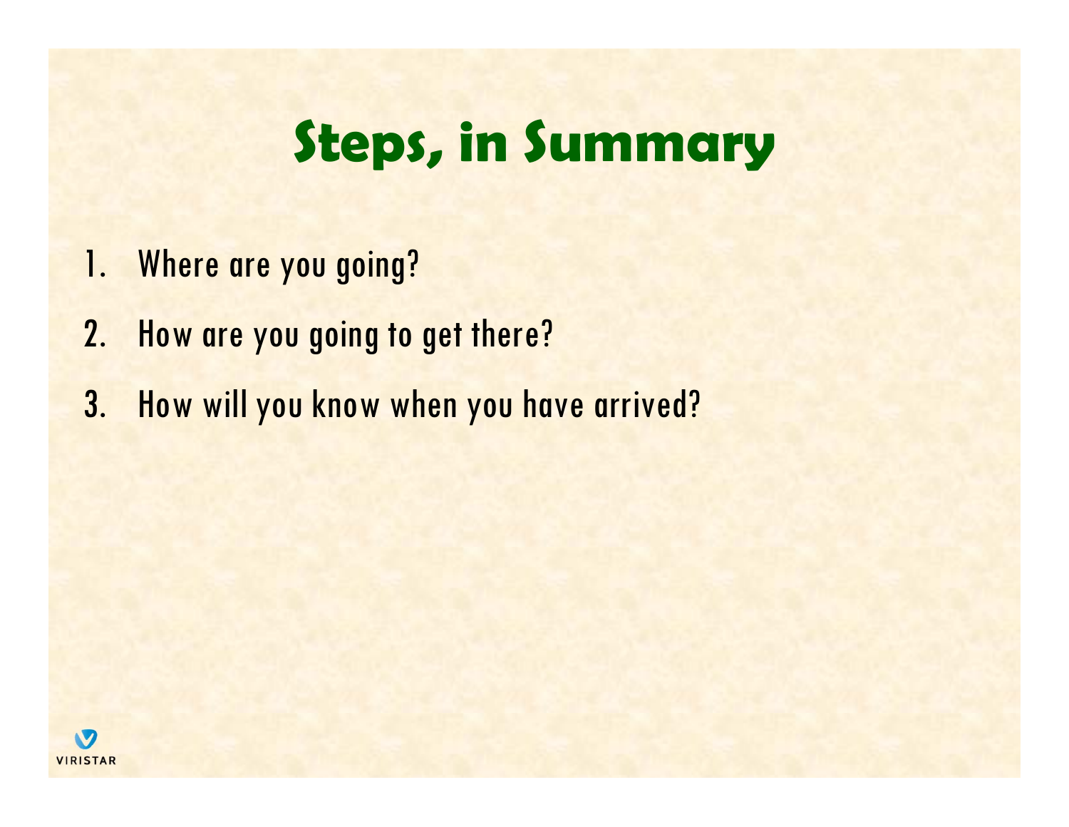# Steps, in Summary

1. Where are you going?
2. How are you going to get there?
3. How will you know when you have arrived?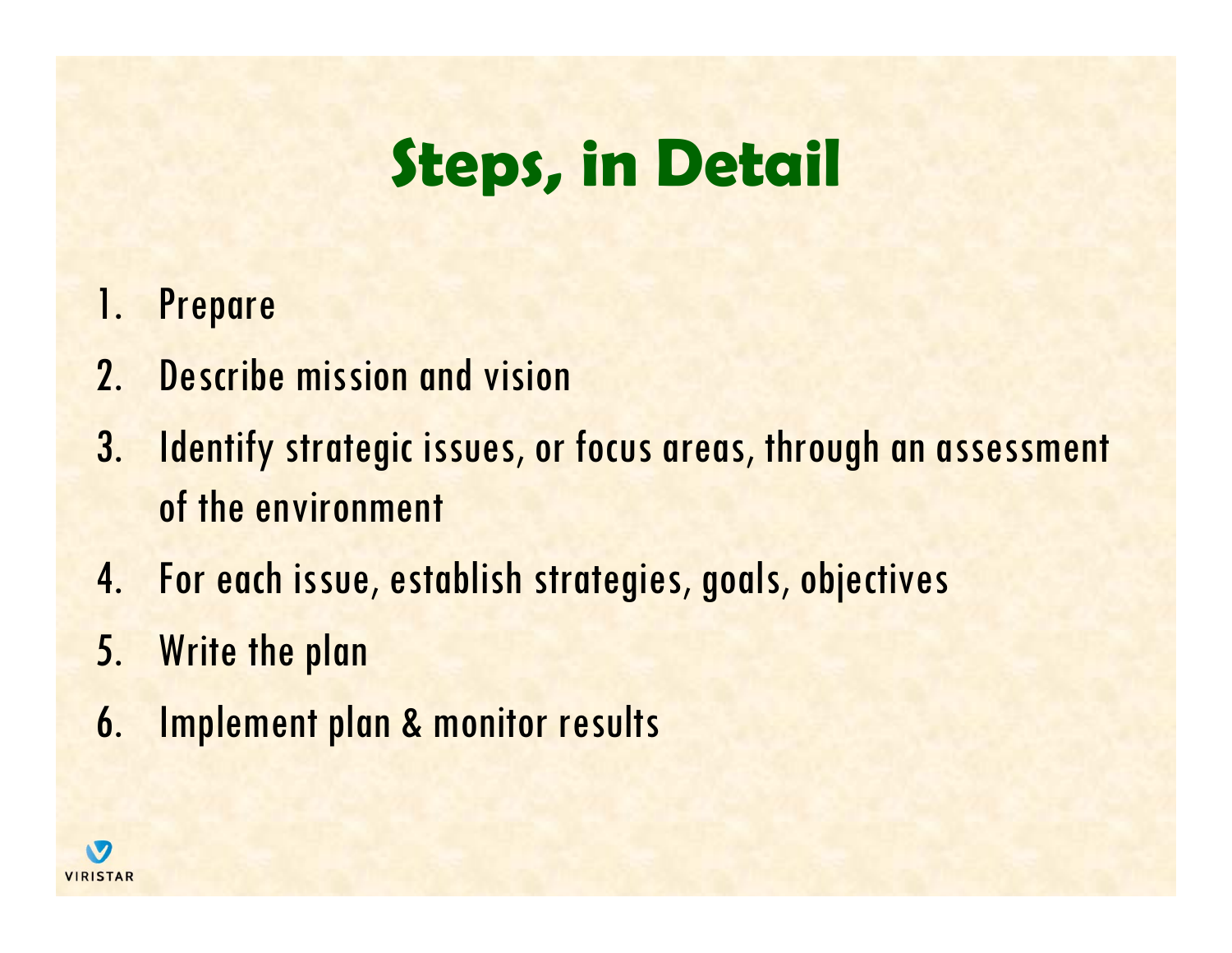# Steps, in Detail

1. Prepare
2. Describe mission and vision
3. Identify strategic issues, or focus areas, through an assessment of the environment
4. For each issue, establish strategies, goals, objectives
5. Write the plan
6. Implement plan & monitor results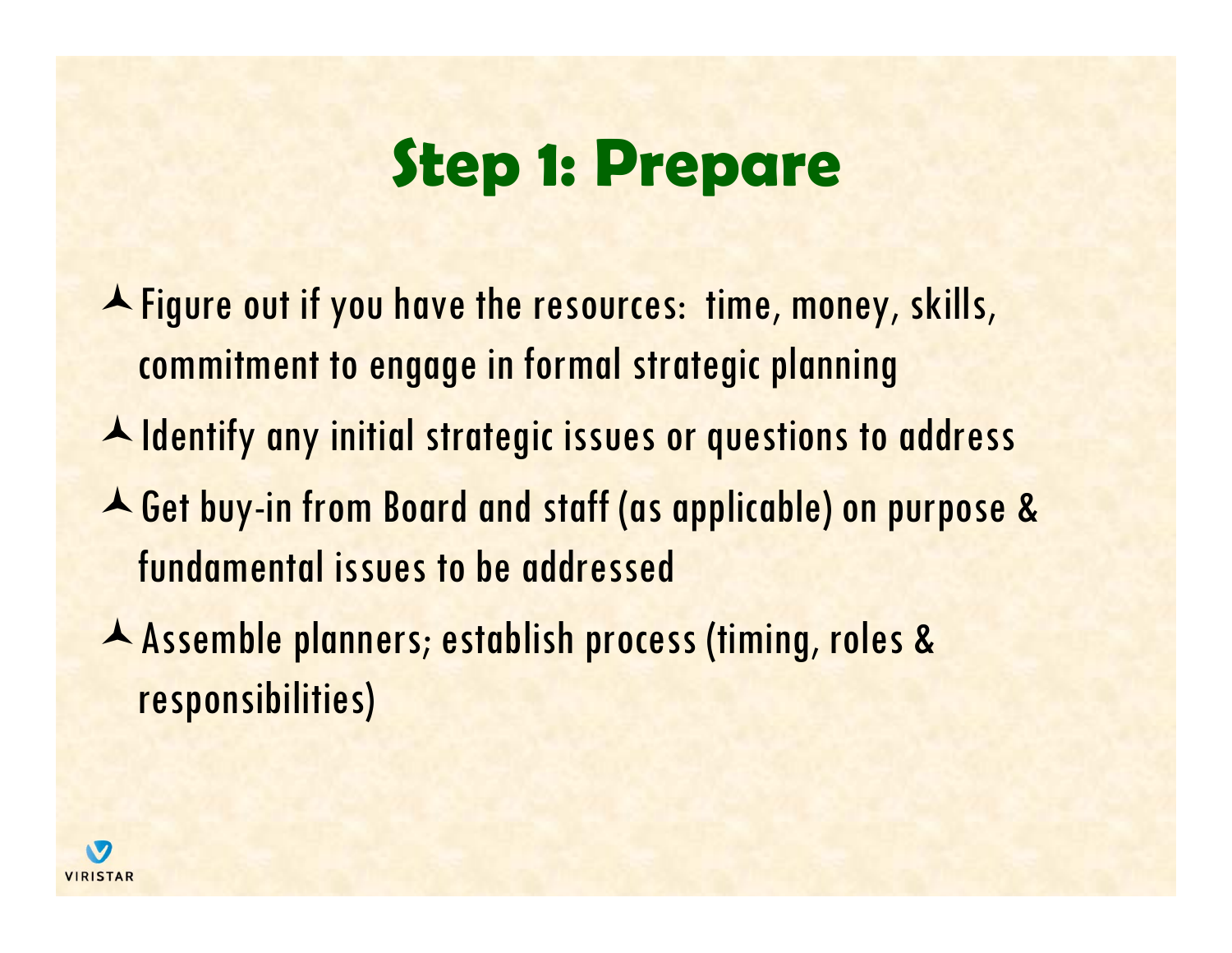# Step 1: Prepare

- Figure out if you have the resources: time, money, skills, commitment to engage in formal strategic planning
- Identify any initial strategic issues or questions to address
- Get buy-in from Board and staff (as applicable) on purpose & fundamental issues to be addressed
- Assemble planners; establish process (timing, roles & responsibilities)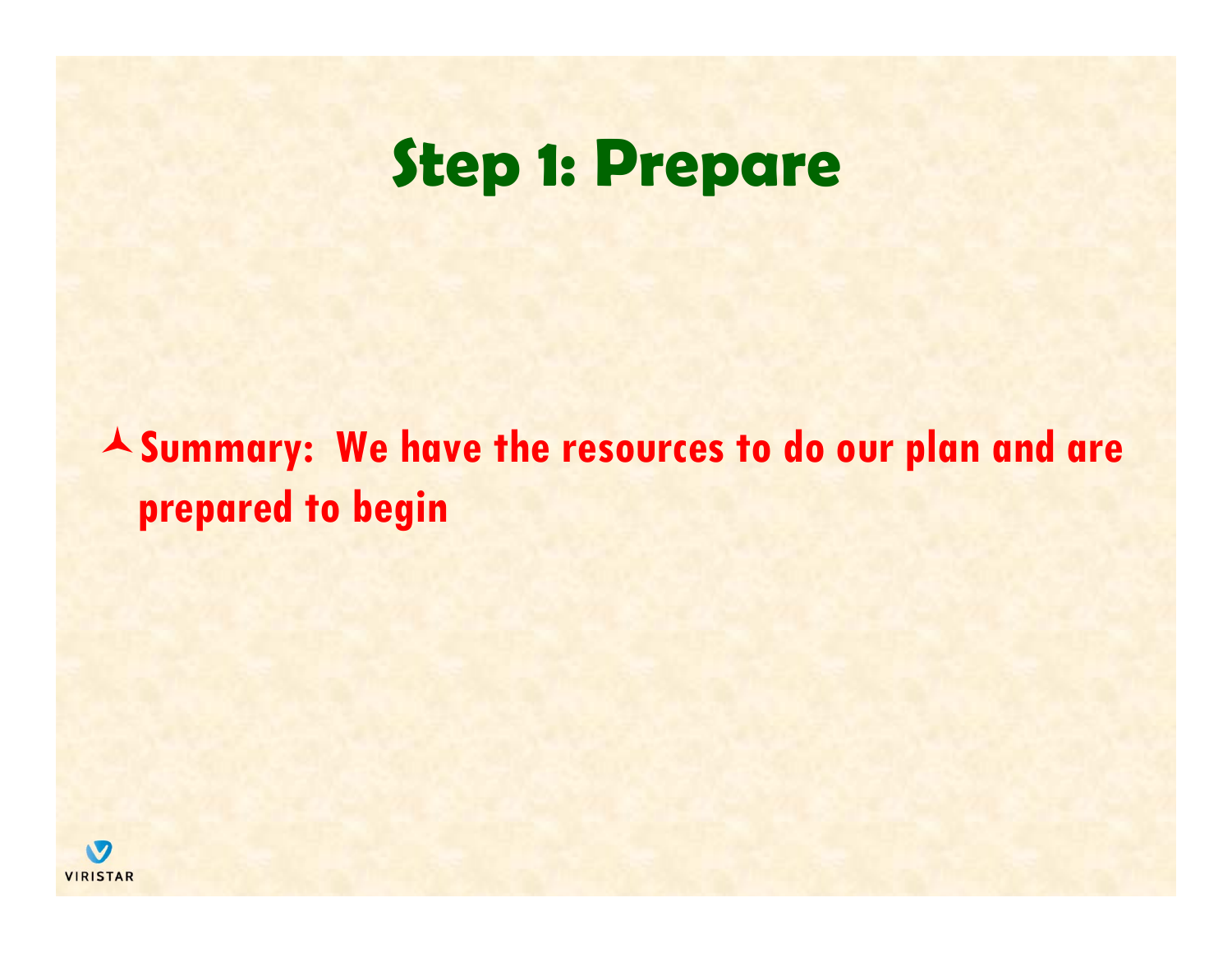# Step 1: Prepare

- **Summary: We have the resources to do our plan and are prepared to begin**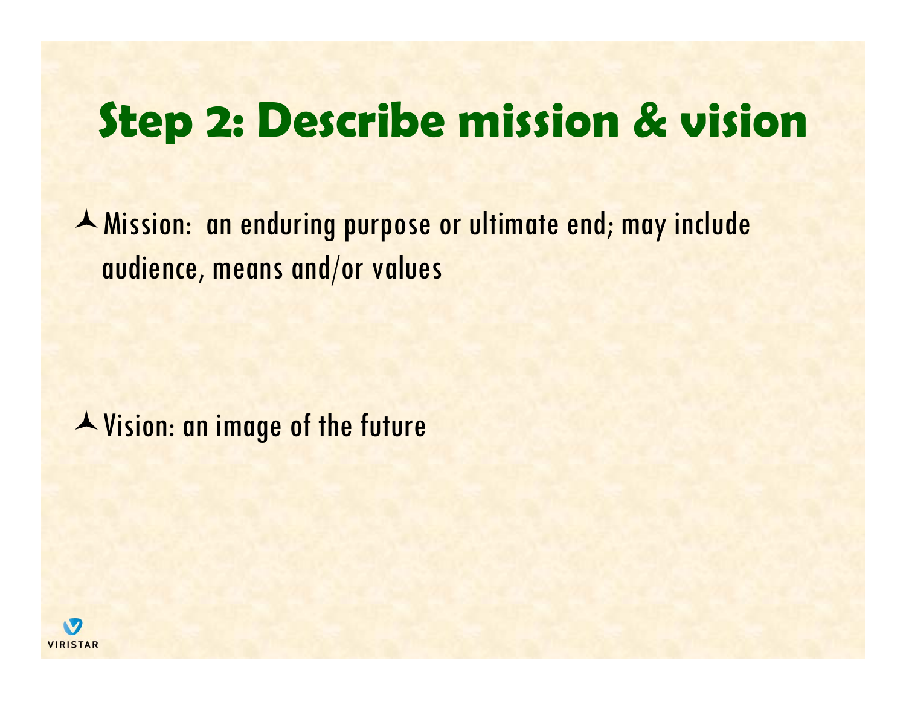# Step 2: Describe mission & vision

- Mission:  an enduring purpose or ultimate end; may include audience, means and/or values

- Vision: an image of the future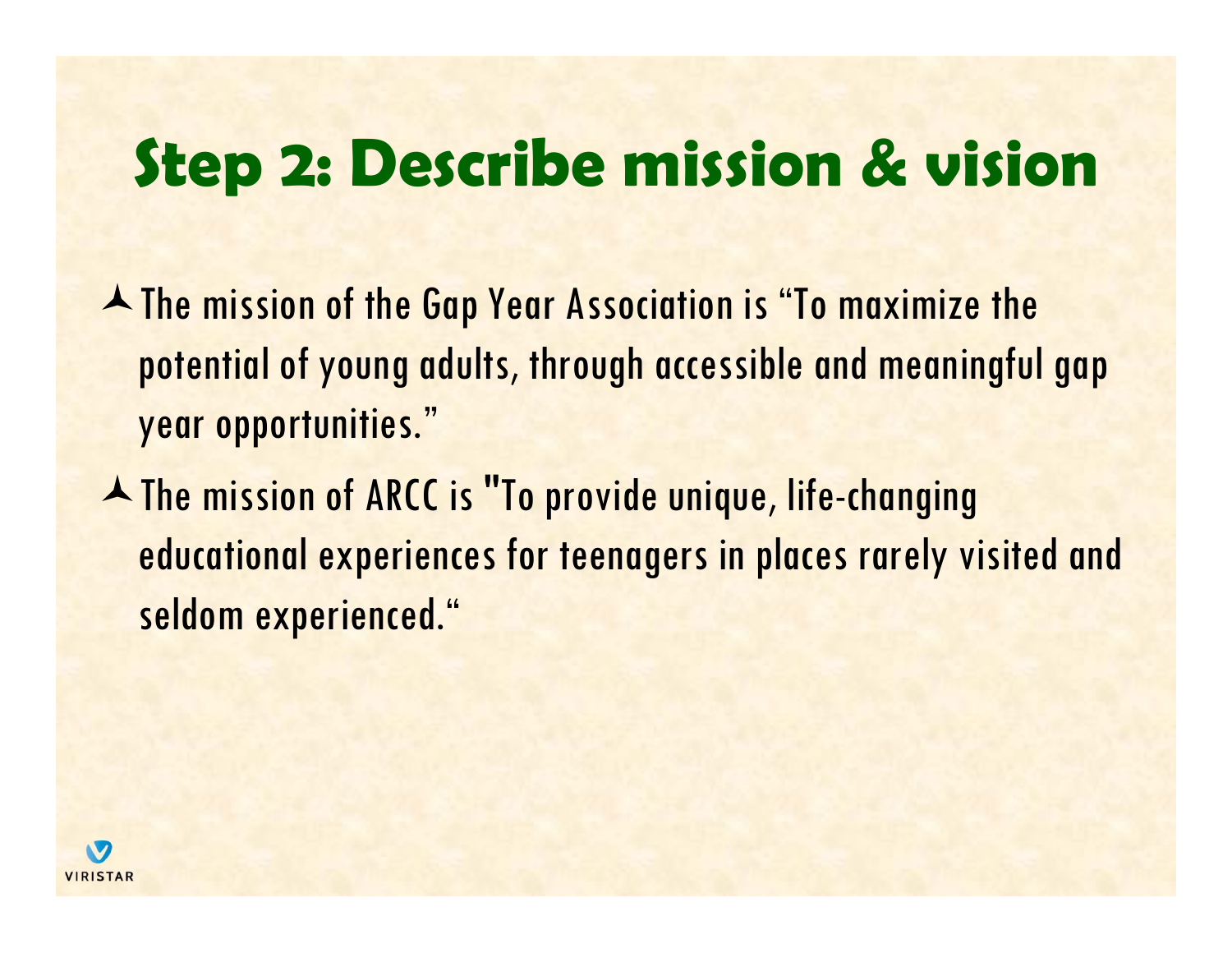# Step 2: Describe mission & vision

- The mission of the Gap Year Association is "To maximize the potential of young adults, through accessible and meaningful gap year opportunities."
- The mission of ARCC is "To provide unique, life-changing educational experiences for teenagers in places rarely visited and seldom experienced."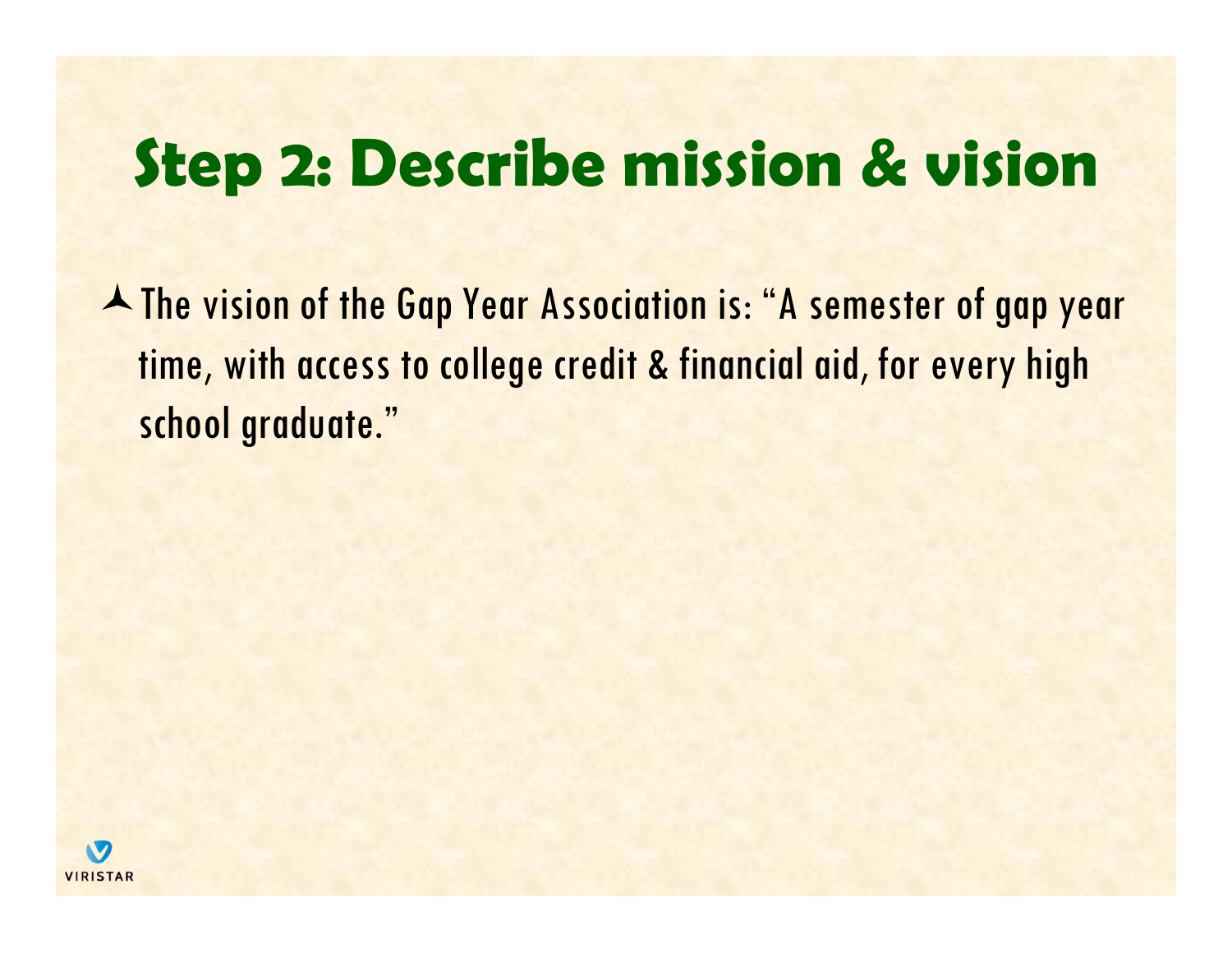# Step 2: Describe mission & vision

- The vision of the Gap Year Association is: "A semester of gap year time, with access to college credit & financial aid, for every high school graduate."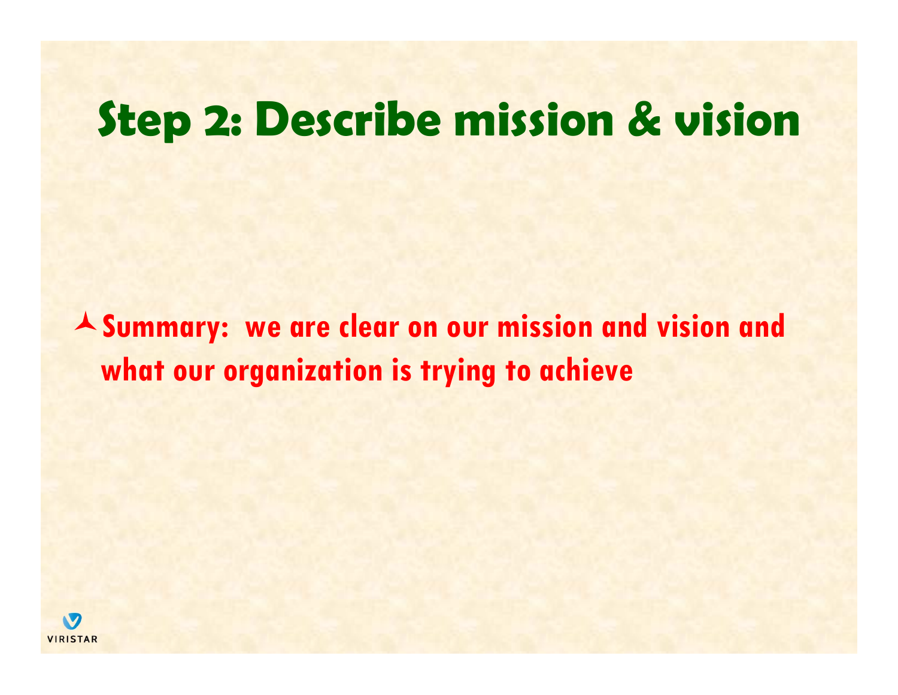# Step 2: Describe mission & vision

- **Summary: we are clear on our mission and vision and what our organization is trying to achieve**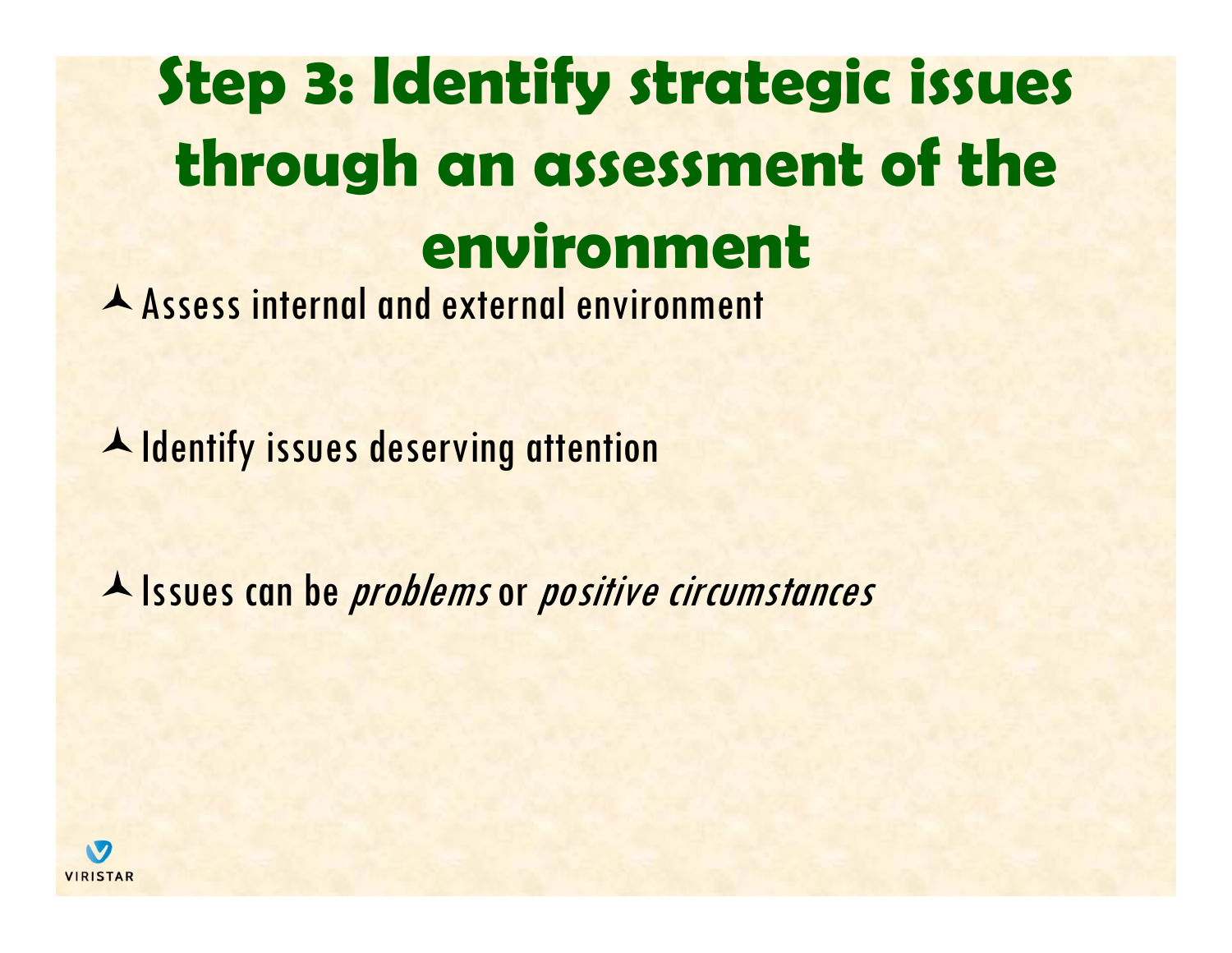# Step 3: Identify strategic issues through an assessment of the environment

- Assess internal and external environment
- Identify issues deserving attention
- Issues can be *problems* or *positive circumstances*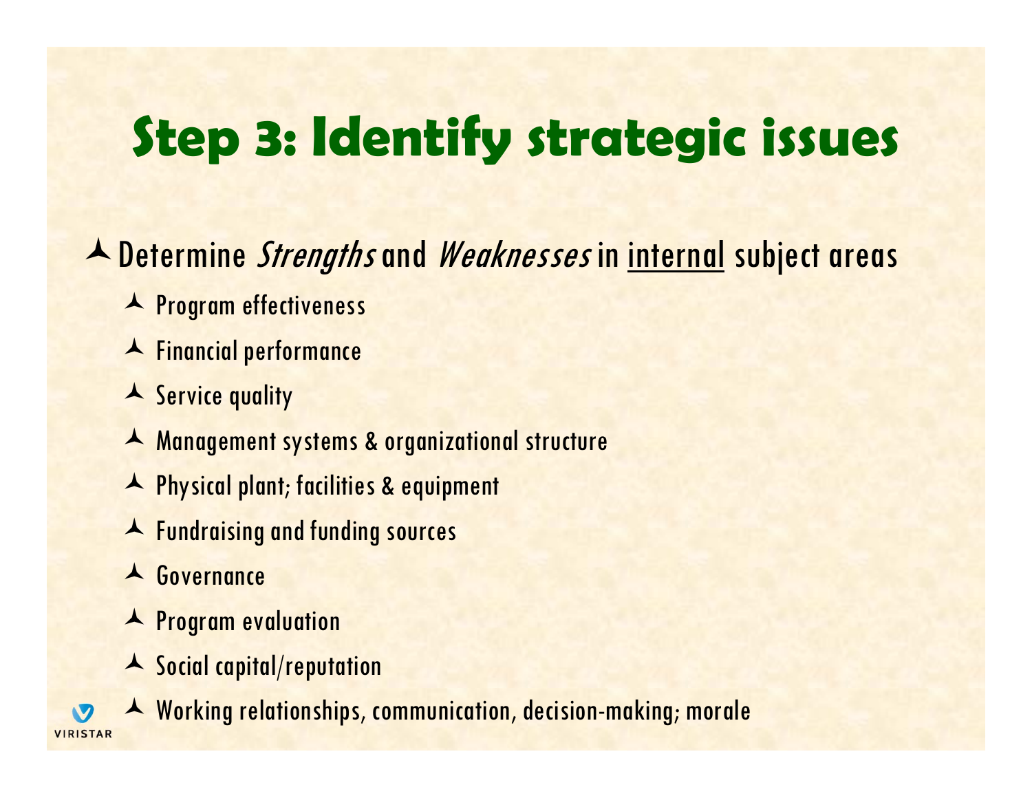# Step 3: Identify strategic issues

- Determine *Strengths* and *Weaknesses* in <u>internal</u> subject areas
  - Program effectiveness
  - Financial performance
  - Service quality
  - Management systems & organizational structure
  - Physical plant; facilities & equipment
  - Fundraising and funding sources
  - Governance
  - Program evaluation
  - Social capital/reputation
  - Working relationships, communication, decision-making; morale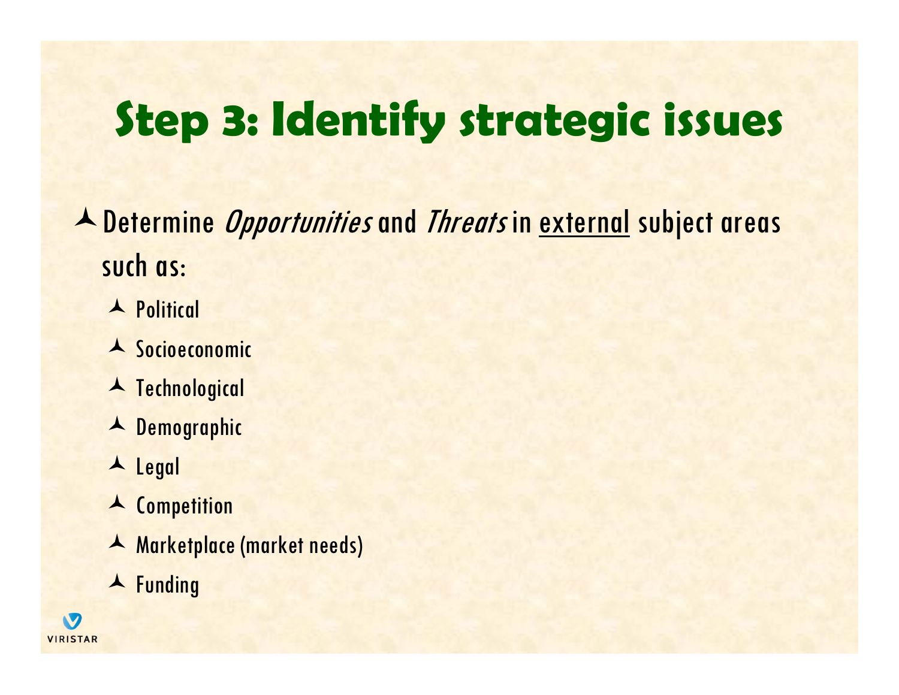# Step 3: Identify strategic issues

- Determine *Opportunities* and *Threats* in <u>external</u> subject areas such as:
  - Political
  - Socioeconomic
  - Technological
  - Demographic
  - Legal
  - Competition
  - Marketplace (market needs)
  - Funding

VIRISTAR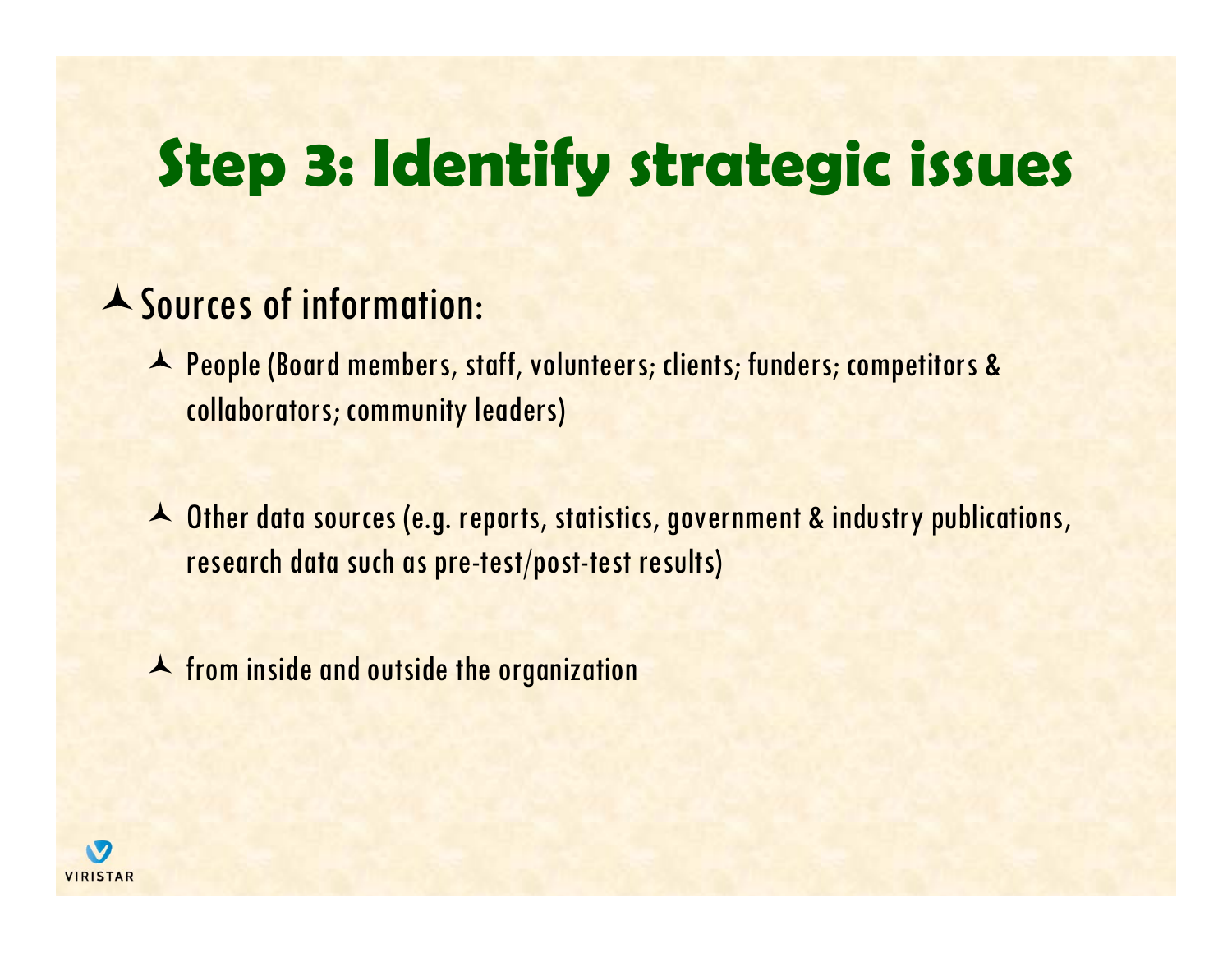# Step 3: Identify strategic issues

- Sources of information:
  - People (Board members, staff, volunteers; clients; funders; competitors & collaborators; community leaders)
  - Other data sources (e.g. reports, statistics, government & industry publications, research data such as pre-test/post-test results)
  - from inside and outside the organization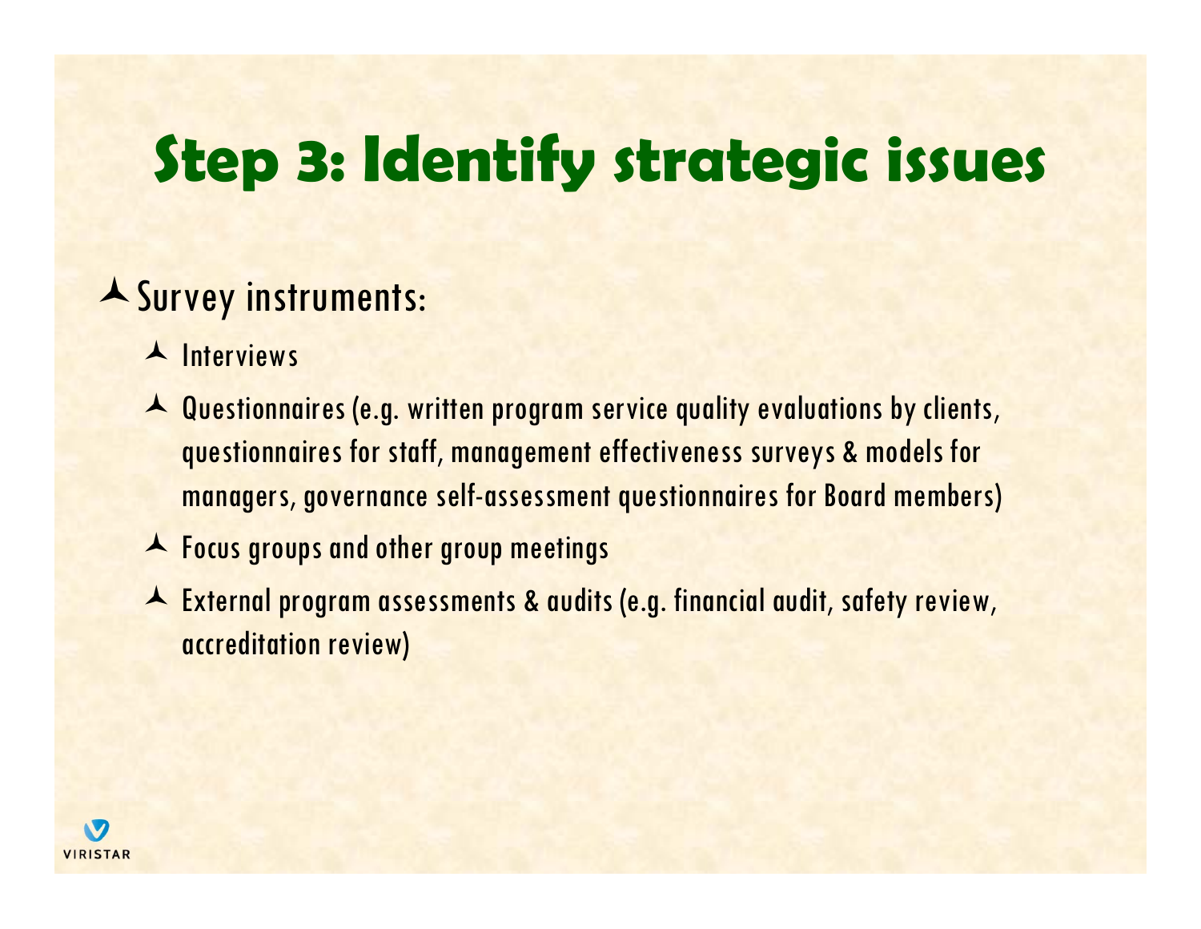# Step 3: Identify strategic issues

- Survey instruments:
  - Interviews
  - Questionnaires (e.g. written program service quality evaluations by clients, questionnaires for staff, management effectiveness surveys & models for managers, governance self-assessment questionnaires for Board members)
  - Focus groups and other group meetings
  - External program assessments & audits (e.g. financial audit, safety review, accreditation review)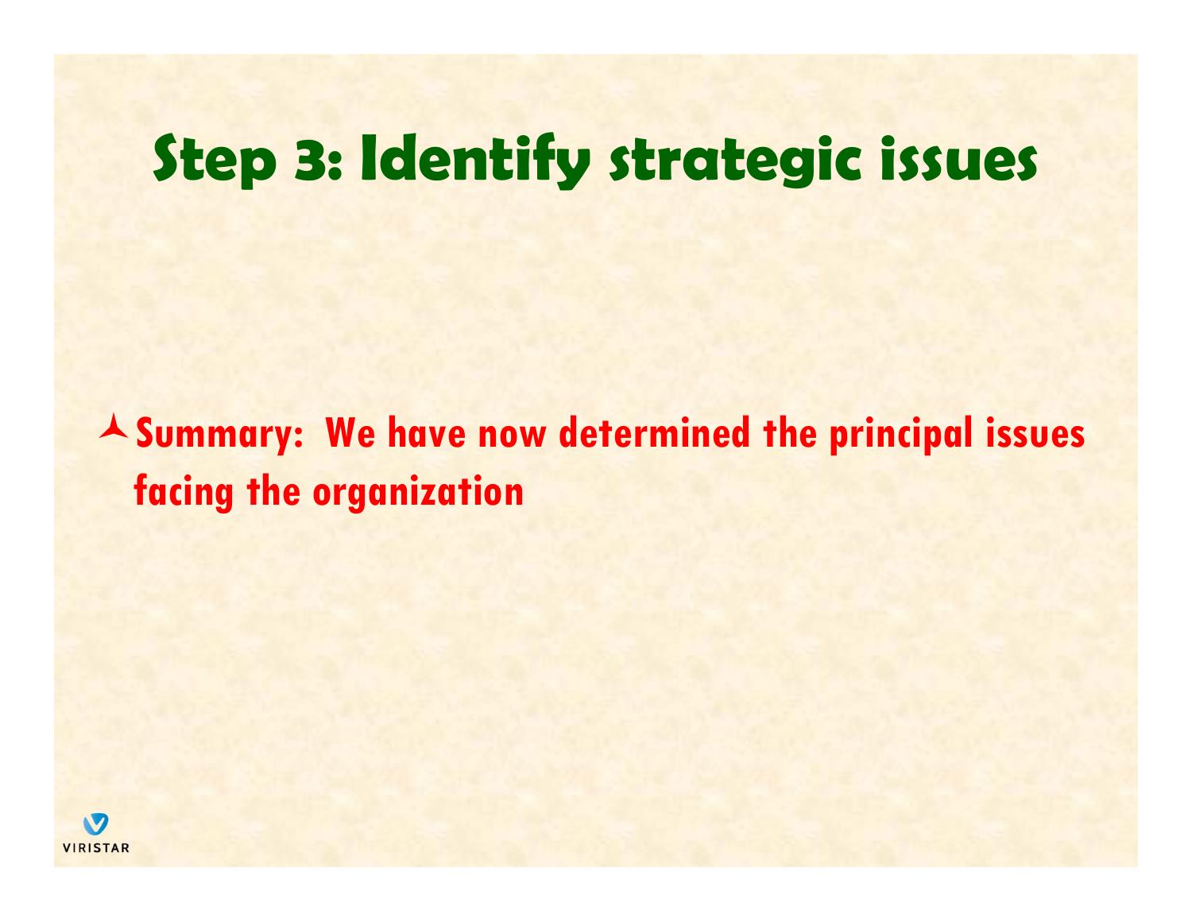# Step 3: Identify strategic issues

- **Summary: We have now determined the principal issues facing the organization**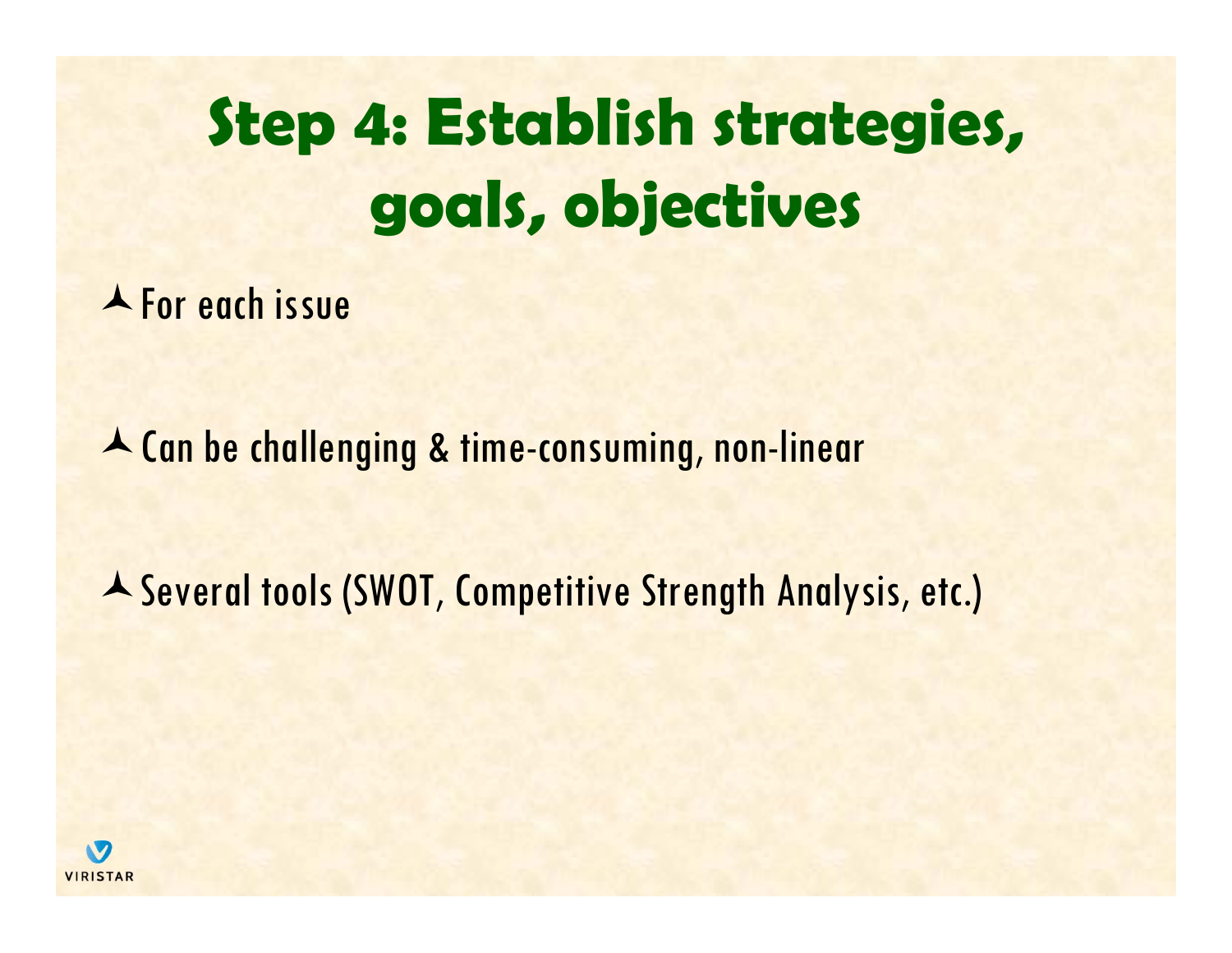# Step 4: Establish strategies, goals, objectives

- For each issue
- Can be challenging & time-consuming, non-linear
- Several tools (SWOT, Competitive Strength Analysis, etc.)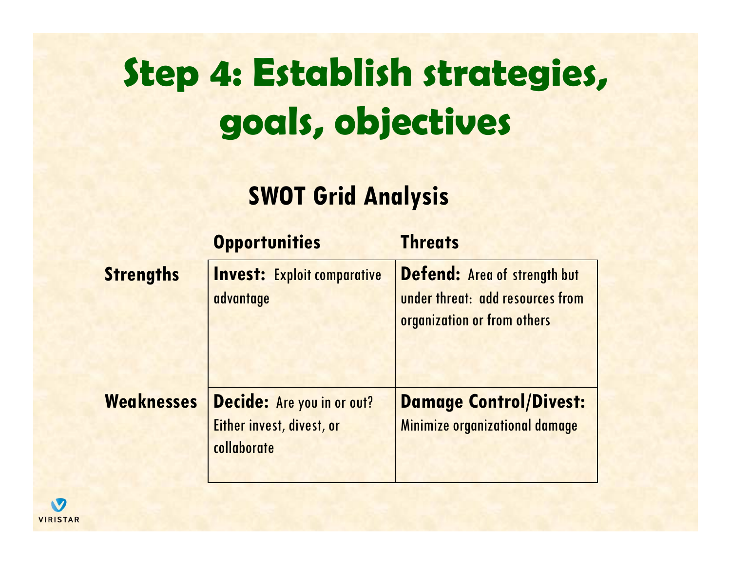# Step 4: Establish strategies, goals, objectives

## SWOT Grid Analysis

| | Opportunities | Threats |
|---|---|---|
| **Strengths** | **Invest:** Exploit comparative advantage | **Defend:** Area of strength but under threat: add resources from organization or from others |
| **Weaknesses** | **Decide:** Are you in or out? Either invest, divest, or collaborate | **Damage Control/Divest:** Minimize organizational damage |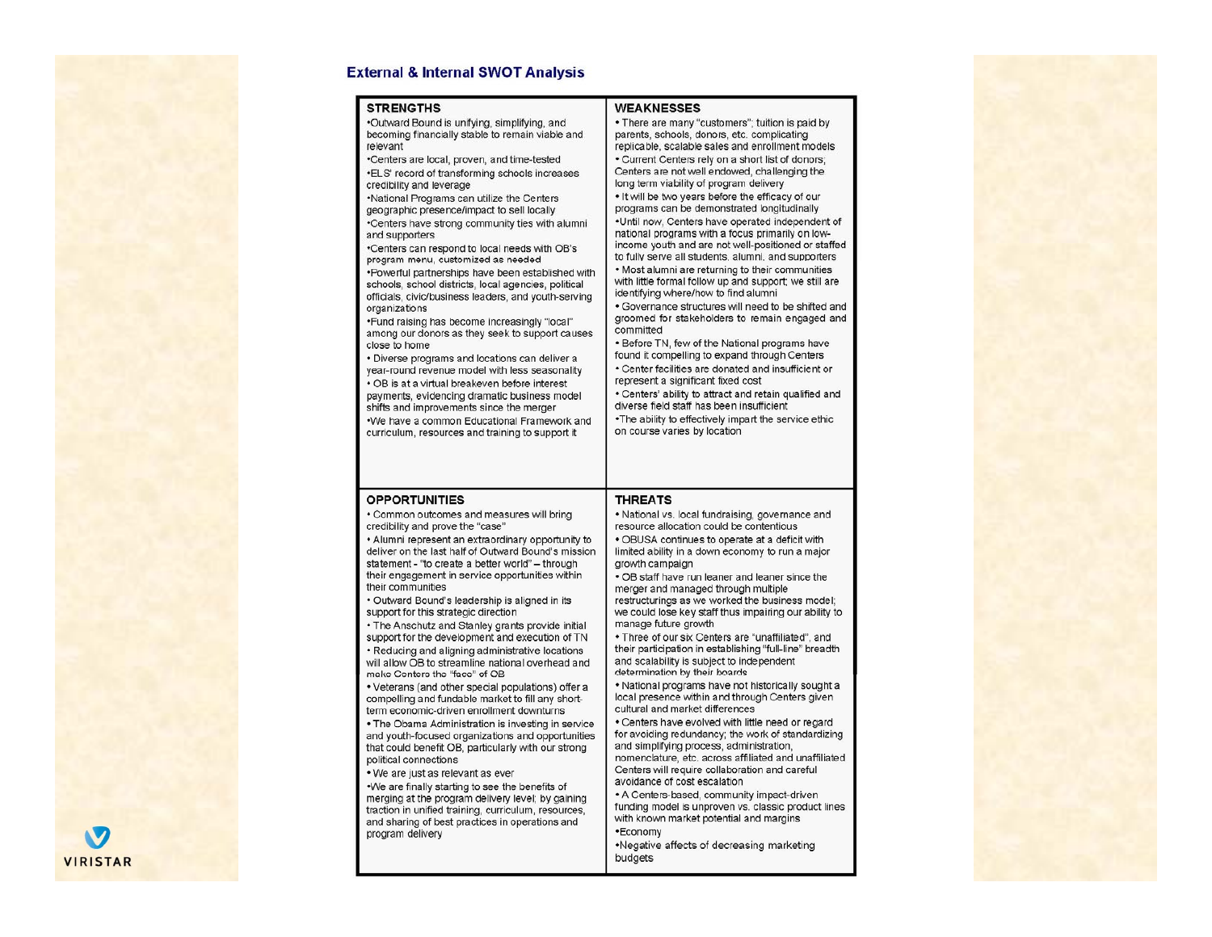## External & Internal SWOT Analysis

### STRENGTHS

- Outward Bound is unifying, simplifying, and becoming financially stable to remain viable and relevant
- Centers are local, proven, and time-tested
- ELS' record of transforming schools increases credibility and leverage
- National Programs can utilize the Centers geographic presence/impact to sell locally
- Centers have strong community ties with alumni and supporters
- Centers can respond to local needs with OB's program menu, customized as needed
- Powerful partnerships have been established with schools, school districts, local agencies, political officials, civic/business leaders, and youth-serving organizations
- Fund raising has become increasingly "local" among our donors as they seek to support causes close to home
- Diverse programs and locations can deliver a year-round revenue model with less seasonality
- OB is at a virtual breakeven before interest payments, evidencing dramatic business model shifts and improvements since the merger
- We have a common Educational Framework and curriculum, resources and training to support it

### WEAKNESSES

- There are many "customers"; tuition is paid by parents, schools, donors, etc. complicating replicable, scalable sales and enrollment models
- Current Centers rely on a short list of donors; Centers are not well endowed, challenging the long term viability of program delivery
- It will be two years before the efficacy of our programs can be demonstrated longitudinally
- Until now, Centers have operated independent of national programs with a focus primarily on low-income youth and are not well-positioned or staffed to fully serve all students, alumni, and supporters
- Most alumni are returning to their communities with little formal follow up and support; we still are identifying where/how to find alumni
- Governance structures will need to be shifted and groomed for stakeholders to remain engaged and committed
- Before TN, few of the National programs have found it compelling to expand through Centers
- Center facilities are donated and insufficient or represent a significant fixed cost
- Centers' ability to attract and retain qualified and diverse field staff has been insufficient
- The ability to effectively impart the service ethic on course varies by location

### OPPORTUNITIES

- Common outcomes and measures will bring credibility and prove the "case"
- Alumni represent an extraordinary opportunity to deliver on the last half of Outward Bound's mission statement - "to create a better world" – through their engagement in service opportunities within their communities
- Outward Bound's leadership is aligned in its support for this strategic direction
- The Anschutz and Stanley grants provide initial support for the development and execution of TN
- Reducing and aligning administrative locations will allow OB to streamline national overhead and make Centers the "face" of OB
- Veterans (and other special populations) offer a compelling and fundable market to fill any short-term economic-driven enrollment downturns
- The Obama Administration is investing in service and youth-focused organizations and opportunities that could benefit OB, particularly with our strong political connections
- We are just as relevant as ever
- We are finally starting to see the benefits of merging at the program delivery level; by gaining traction in unified training, curriculum, resources, and sharing of best practices in operations and program delivery

### THREATS

- National vs. local fundraising, governance and resource allocation could be contentious
- OBUSA continues to operate at a deficit with limited ability in a down economy to run a major growth campaign
- OB staff have run leaner and leaner since the merger and managed through multiple restructurings as we worked the business model; we could lose key staff thus impairing our ability to manage future growth
- Three of our six Centers are "unaffiliated", and their participation in establishing "full-line" breadth and scalability is subject to independent determination by their boards
- National programs have not historically sought a local presence within and through Centers given cultural and market differences
- Centers have evolved with little need or regard for avoiding redundancy; the work of standardizing and simplifying process, administration, nomenclature, etc. across affiliated and unaffiliated Centers will require collaboration and careful avoidance of cost escalation
- A Centers-based, community impact-driven funding model is unproven vs. classic product lines with known market potential and margins
- Economy
- Negative affects of decreasing marketing budgets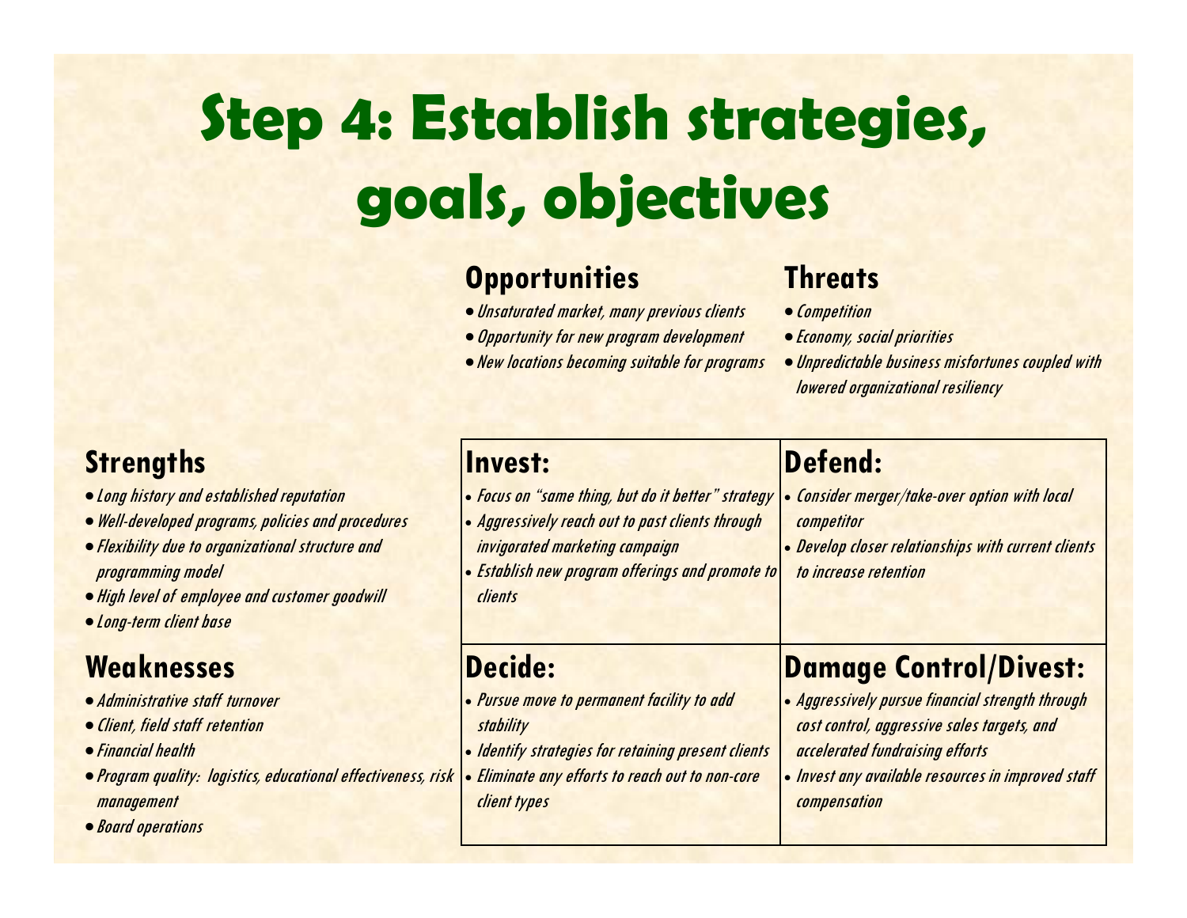# Step 4: Establish strategies, goals, objectives

| | **Opportunities**<br>• *Unsaturated market, many previous clients*<br>• *Opportunity for new program development*<br>• *New locations becoming suitable for programs* | **Threats**<br>• *Competition*<br>• *Economy, social priorities*<br>• *Unpredictable business misfortunes coupled with lowered organizational resiliency* |
|---|---|---|
| **Strengths**<br>• *Long history and established reputation*<br>• *Well-developed programs, policies and procedures*<br>• *Flexibility due to organizational structure and programming model*<br>• *High level of employee and customer goodwill*<br>• *Long-term client base* | **Invest:**<br>• *Focus on "same thing, but do it better" strategy*<br>• *Aggressively reach out to past clients through invigorated marketing campaign*<br>• *Establish new program offerings and promote to clients* | **Defend:**<br>• *Consider merger/take-over option with local competitor*<br>• *Develop closer relationships with current clients to increase retention* |
| **Weaknesses**<br>• *Administrative staff turnover*<br>• *Client, field staff retention*<br>• *Financial health*<br>• *Program quality: logistics, educational effectiveness, risk management*<br>• *Board operations* | **Decide:**<br>• *Pursue move to permanent facility to add stability*<br>• *Identify strategies for retaining present clients*<br>• *Eliminate any efforts to reach out to non-core client types* | **Damage Control/Divest:**<br>• *Aggressively pursue financial strength through cost control, aggressive sales targets, and accelerated fundraising efforts*<br>• *Invest any available resources in improved staff compensation* |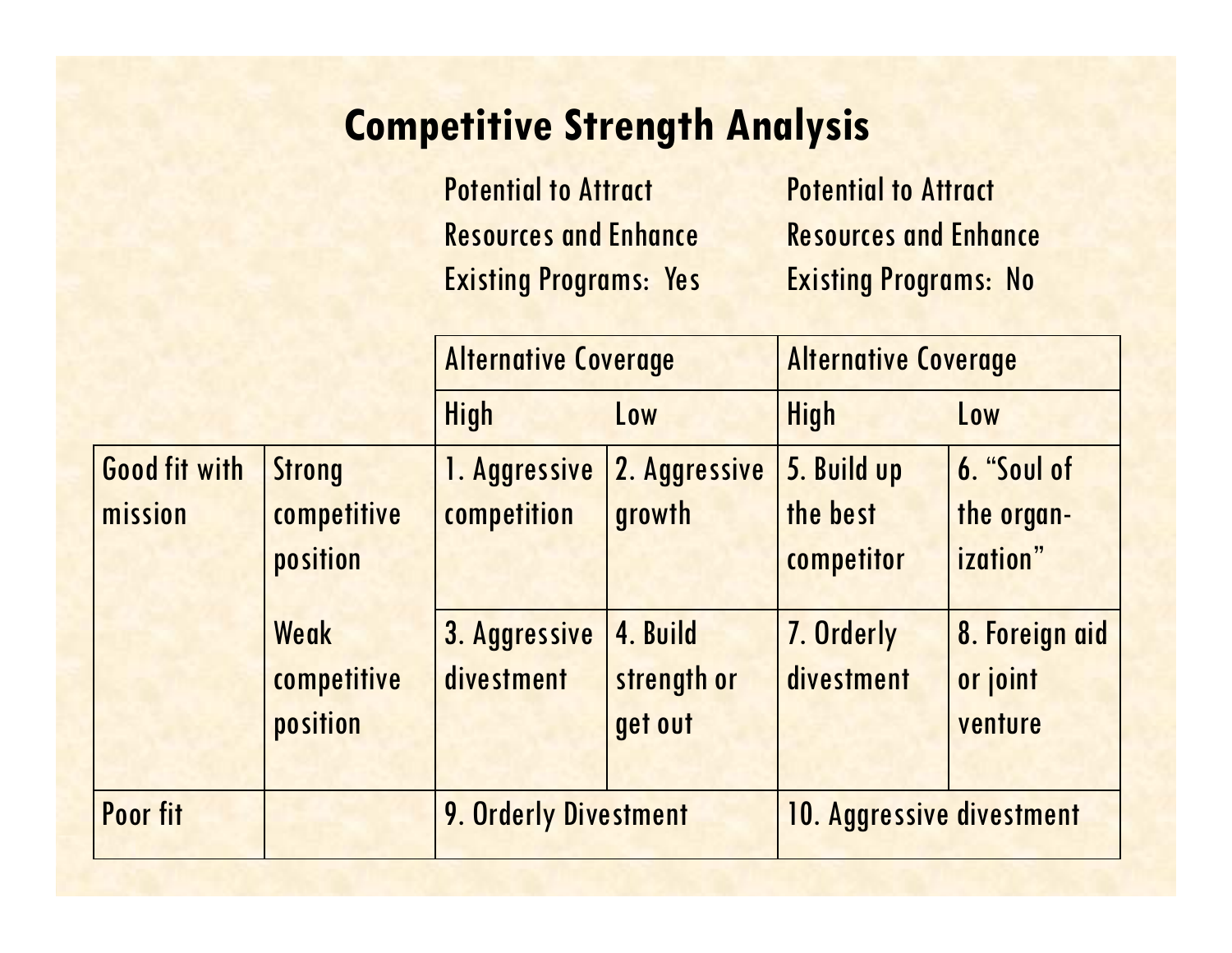# Competitive Strength Analysis

| | | Potential to Attract Resources and Enhance Existing Programs: Yes | | Potential to Attract Resources and Enhance Existing Programs: No | |
|---|---|---|---|---|---|
| | | Alternative Coverage | | Alternative Coverage | |
| | | High | Low | High | Low |
| Good fit with mission | Strong competitive position | 1. Aggressive competition | 2. Aggressive growth | 5. Build up the best competitor | 6. "Soul of the organ-ization" |
| | Weak competitive position | 3. Aggressive divestment | 4. Build strength or get out | 7. Orderly divestment | 8. Foreign aid or joint venture |
| Poor fit | | 9. Orderly Divestment | | 10. Aggressive divestment | |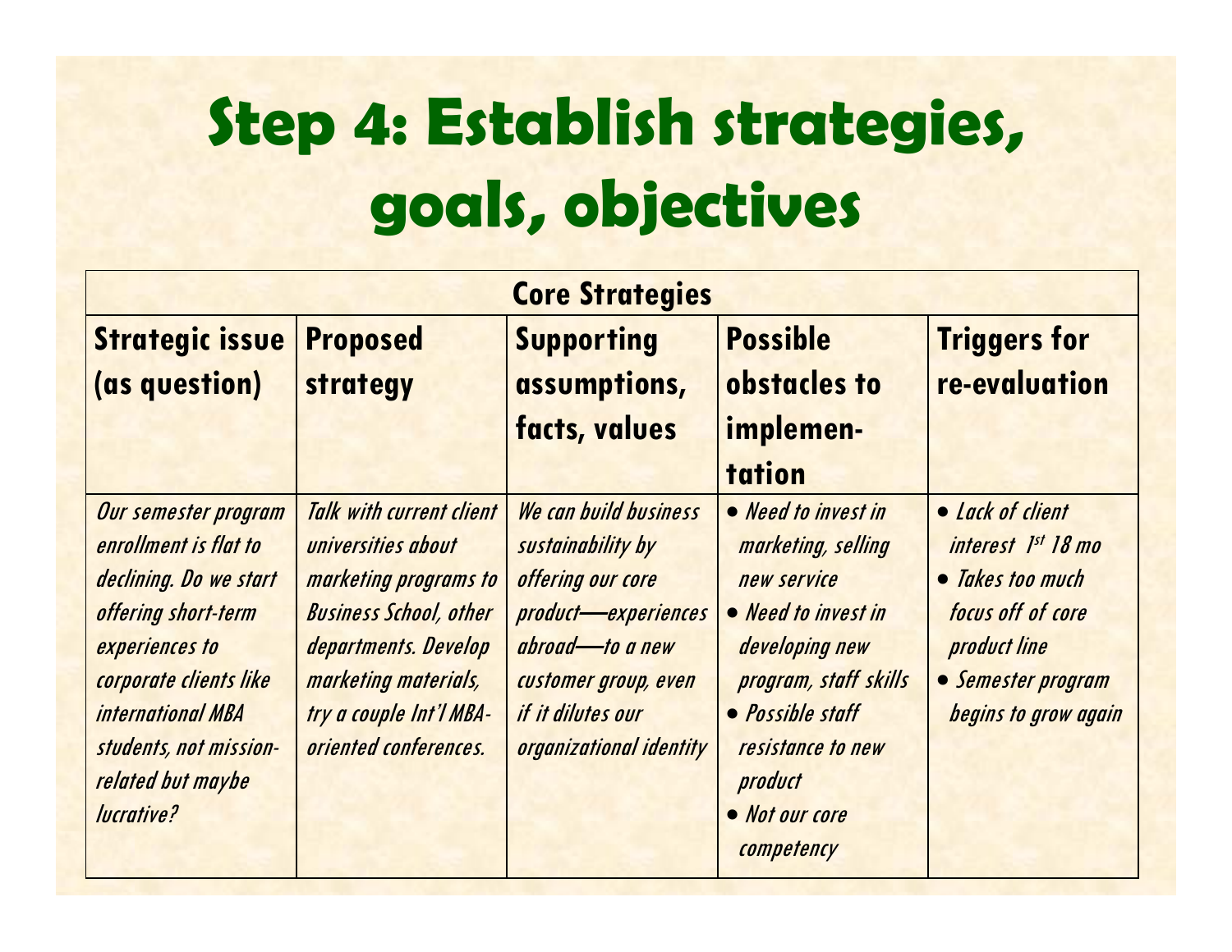# Step 4: Establish strategies, goals, objectives

| Core Strategies | | | | |
|---|---|---|---|---|
| **Strategic issue (as question)** | **Proposed strategy** | **Supporting assumptions, facts, values** | **Possible obstacles to implementation** | **Triggers for re-evaluation** |
| *Our semester program enrollment is flat to declining. Do we start offering short-term experiences to corporate clients like international MBA students, not mission-related but maybe lucrative?* | *Talk with current client universities about marketing programs to Business School, other departments. Develop marketing materials, try a couple Int'l MBA-oriented conferences.* | *We can build business sustainability by offering our core product—experiences abroad—to a new customer group, even if it dilutes our organizational identity* | • *Need to invest in marketing, selling new service* <br> • *Need to invest in developing new program, staff skills* <br> • *Possible staff resistance to new product* <br> • *Not our core competency* | • *Lack of client interest 1st 18 mo* <br> • *Takes too much focus off of core product line* <br> • *Semester program begins to grow again* |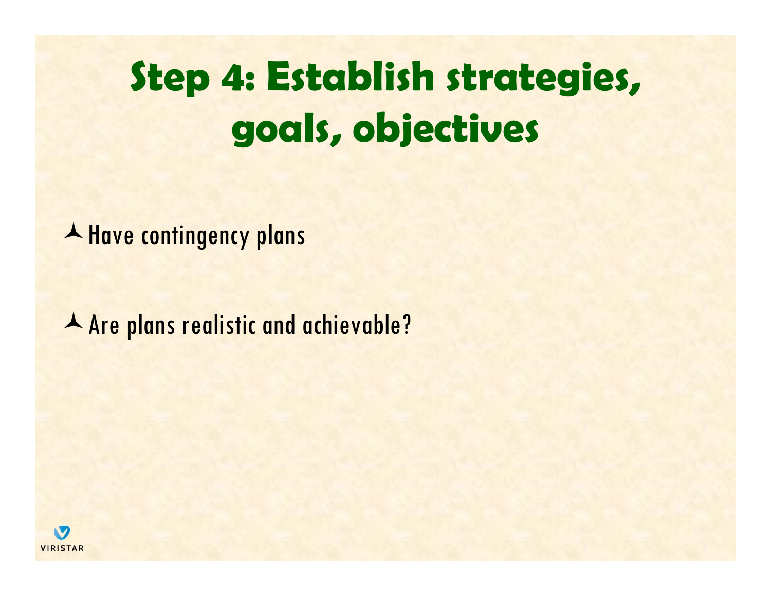# Step 4: Establish strategies, goals, objectives

- Have contingency plans
- Are plans realistic and achievable?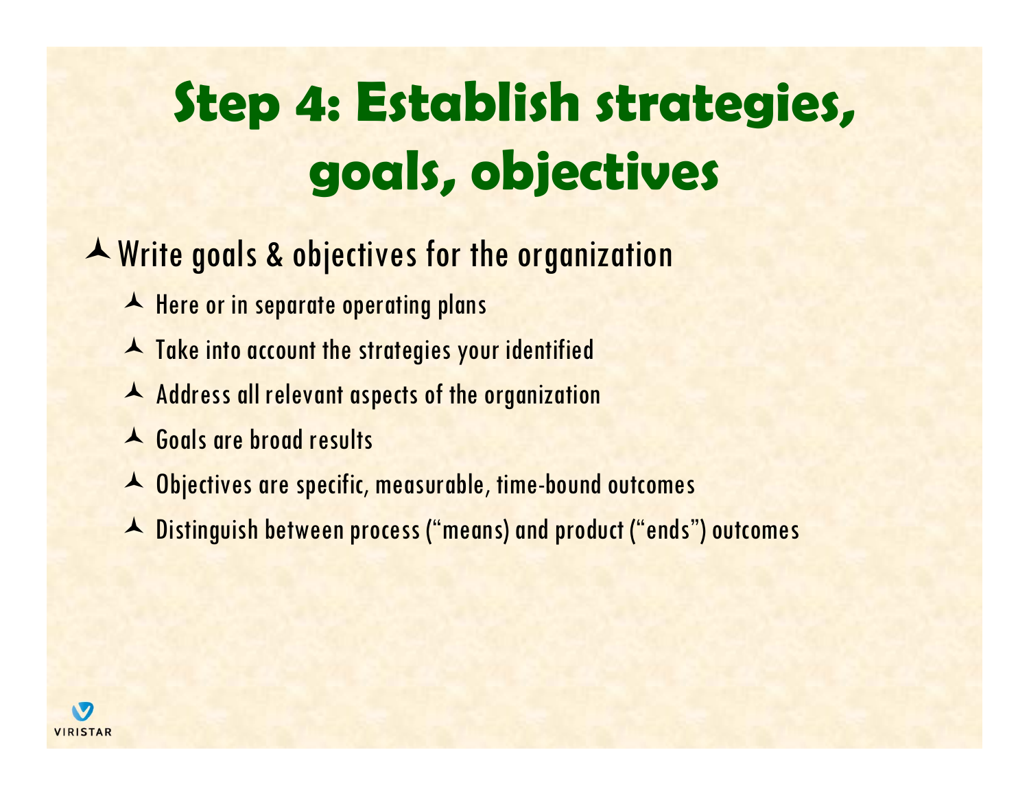# Step 4: Establish strategies, goals, objectives

- Write goals & objectives for the organization
  - Here or in separate operating plans
  - Take into account the strategies your identified
  - Address all relevant aspects of the organization
  - Goals are broad results
  - Objectives are specific, measurable, time-bound outcomes
  - Distinguish between process ("means) and product ("ends") outcomes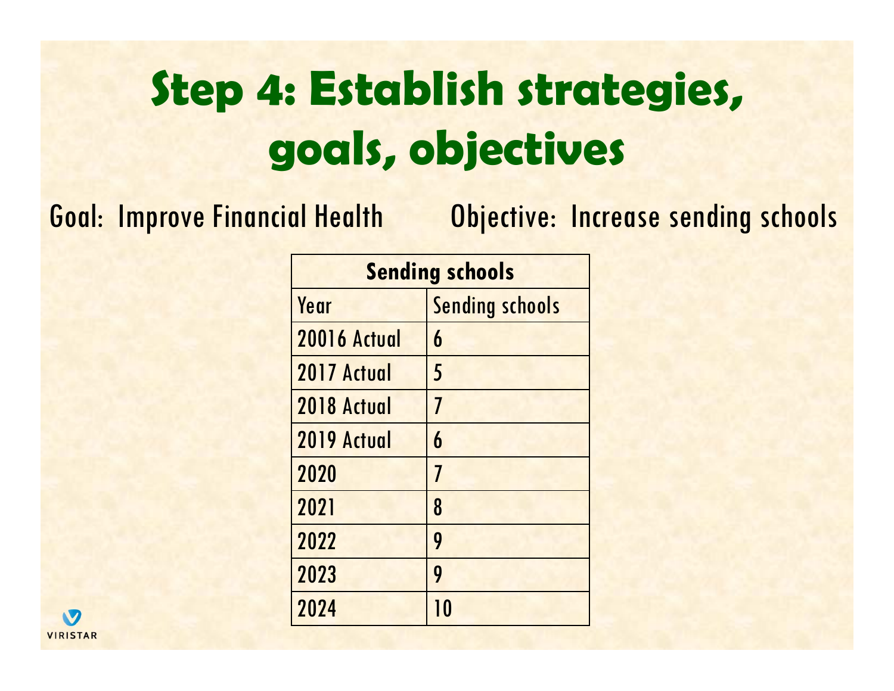# Step 4: Establish strategies, goals, objectives

Goal: Improve Financial Health

Objective: Increase sending schools

| Sending schools | |
|---|---|
| Year | Sending schools |
| 20016 Actual | 6 |
| 2017 Actual | 5 |
| 2018 Actual | 7 |
| 2019 Actual | 6 |
| 2020 | 7 |
| 2021 | 8 |
| 2022 | 9 |
| 2023 | 9 |
| 2024 | 10 |

VIRISTAR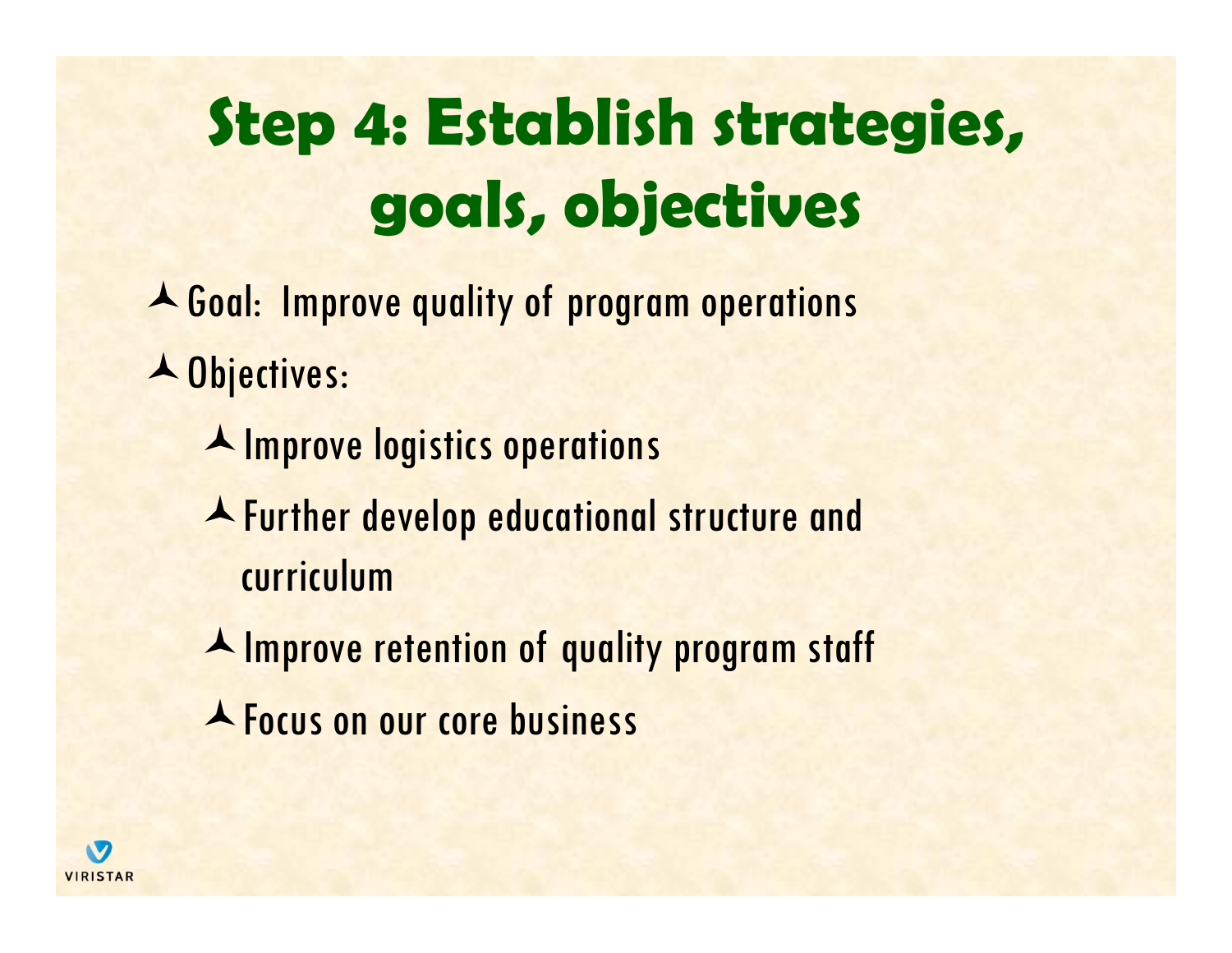# Step 4: Establish strategies, goals, objectives

- Goal: Improve quality of program operations
- Objectives:
  - Improve logistics operations
  - Further develop educational structure and curriculum
  - Improve retention of quality program staff
  - Focus on our core business

VIRISTAR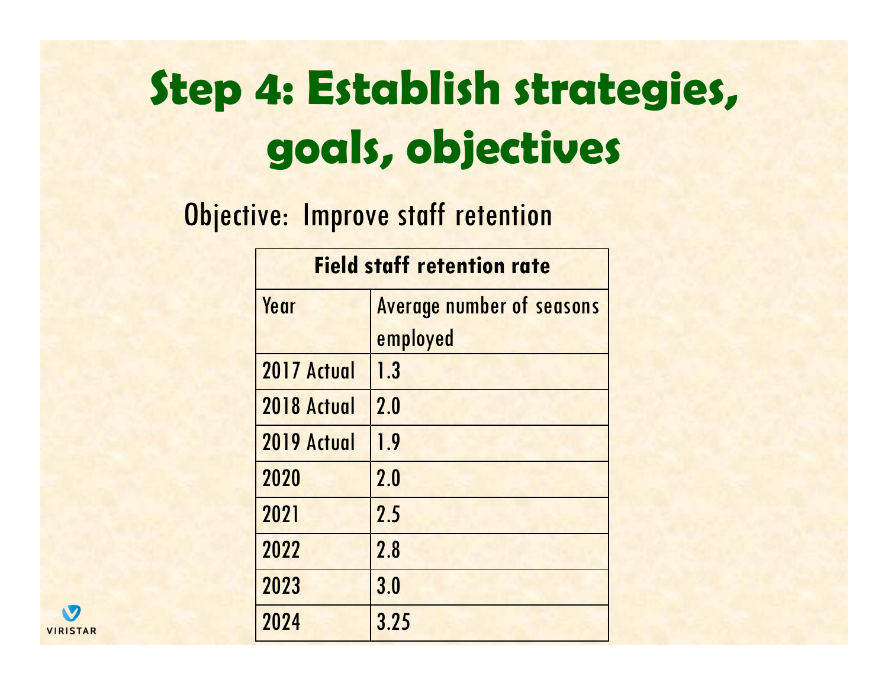# Step 4: Establish strategies, goals, objectives

Objective: Improve staff retention

| **Field staff retention rate** | |
|---|---|
| Year | Average number of seasons employed |
| 2017 Actual | 1.3 |
| 2018 Actual | 2.0 |
| 2019 Actual | 1.9 |
| 2020 | 2.0 |
| 2021 | 2.5 |
| 2022 | 2.8 |
| 2023 | 3.0 |
| 2024 | 3.25 |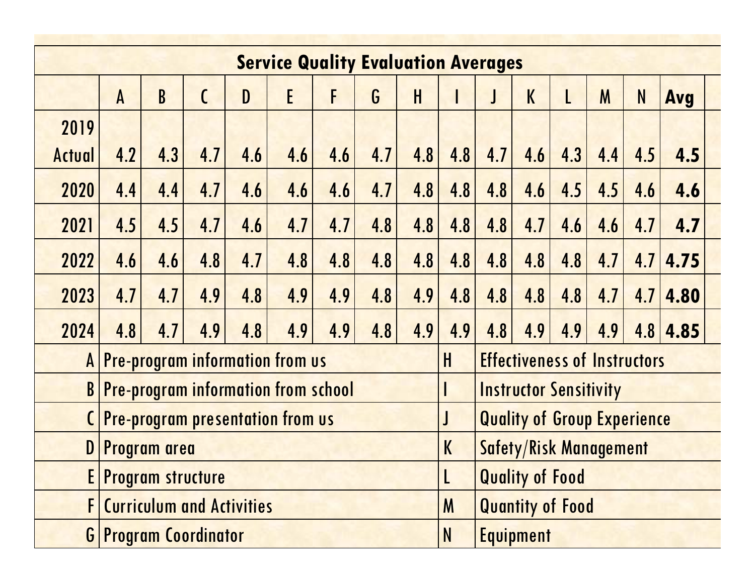## Service Quality Evaluation Averages

| | A | B | C | D | E | F | G | H | I | J | K | L | M | N | **Avg** |
|---|---|---|---|---|---|---|---|---|---|---|---|---|---|---|---|
| 2019 Actual | 4.2 | 4.3 | 4.7 | 4.6 | 4.6 | 4.6 | 4.7 | 4.8 | 4.8 | 4.7 | 4.6 | 4.3 | 4.4 | 4.5 | **4.5** |
| 2020 | 4.4 | 4.4 | 4.7 | 4.6 | 4.6 | 4.6 | 4.7 | 4.8 | 4.8 | 4.8 | 4.6 | 4.5 | 4.5 | 4.6 | **4.6** |
| 2021 | 4.5 | 4.5 | 4.7 | 4.6 | 4.7 | 4.7 | 4.8 | 4.8 | 4.8 | 4.8 | 4.7 | 4.6 | 4.6 | 4.7 | **4.7** |
| 2022 | 4.6 | 4.6 | 4.8 | 4.7 | 4.8 | 4.8 | 4.8 | 4.8 | 4.8 | 4.8 | 4.8 | 4.8 | 4.7 | 4.7 | **4.75** |
| 2023 | 4.7 | 4.7 | 4.9 | 4.8 | 4.9 | 4.9 | 4.8 | 4.9 | 4.8 | 4.8 | 4.8 | 4.8 | 4.7 | 4.7 | **4.80** |
| 2024 | 4.8 | 4.7 | 4.9 | 4.8 | 4.9 | 4.9 | 4.8 | 4.9 | 4.9 | 4.8 | 4.9 | 4.9 | 4.9 | 4.8 | **4.85** |

| | | | |
|---|---|---|---|
| A | Pre-program information from us | H | Effectiveness of Instructors |
| B | Pre-program information from school | I | Instructor Sensitivity |
| C | Pre-program presentation from us | J | Quality of Group Experience |
| D | Program area | K | Safety/Risk Management |
| E | Program structure | L | Quality of Food |
| F | Curriculum and Activities | M | Quantity of Food |
| G | Program Coordinator | N | Equipment |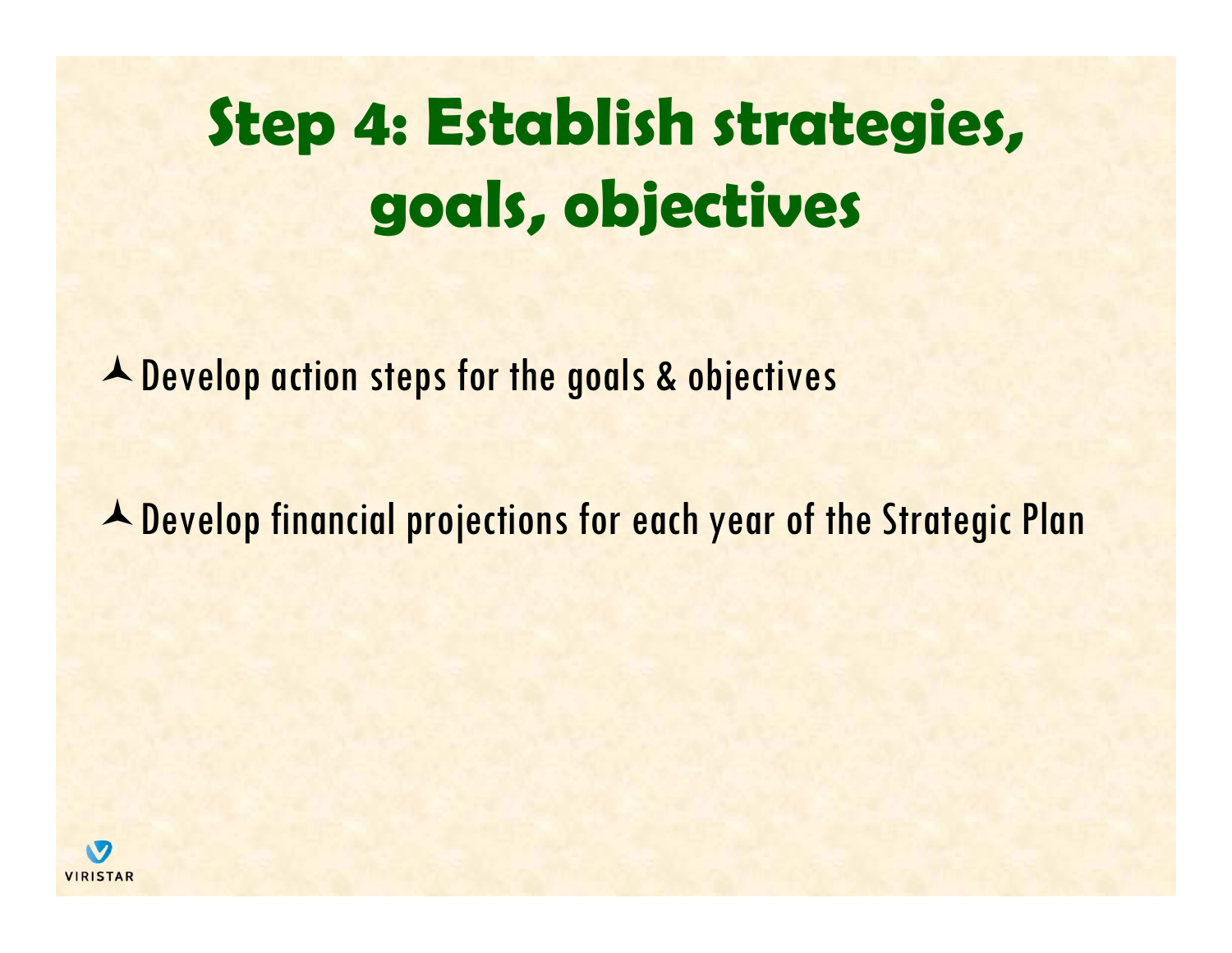# Step 4: Establish strategies, goals, objectives

- Develop action steps for the goals & objectives
- Develop financial projections for each year of the Strategic Plan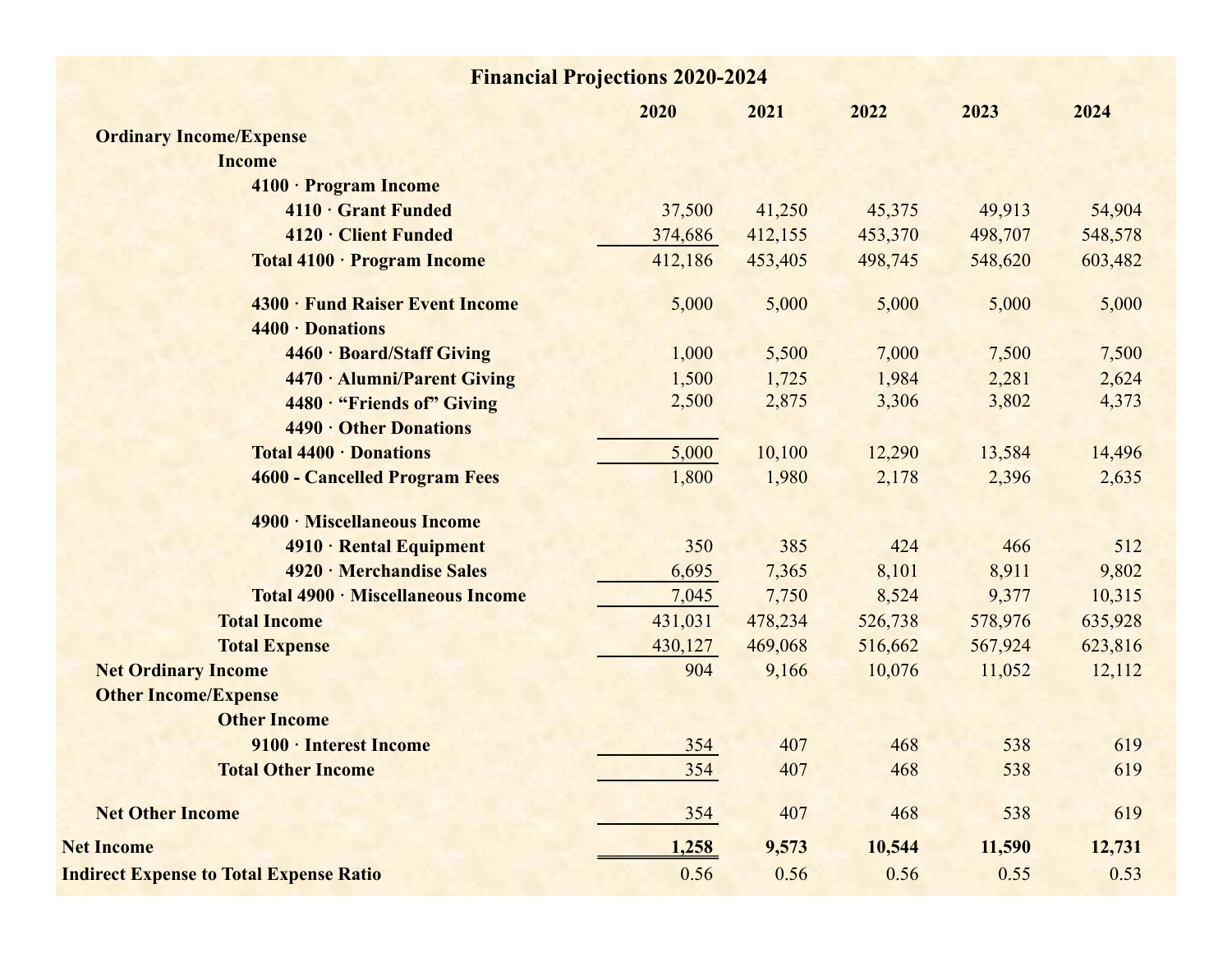# Financial Projections 2020-2024

| | 2020 | 2021 | 2022 | 2023 | 2024 |
|---|---|---|---|---|---|
| **Ordinary Income/Expense** | | | | | |
| **Income** | | | | | |
| **4100 · Program Income** | | | | | |
| **4110 · Grant Funded** | 37,500 | 41,250 | 45,375 | 49,913 | 54,904 |
| **4120 · Client Funded** | 374,686 | 412,155 | 453,370 | 498,707 | 548,578 |
| **Total 4100 · Program Income** | 412,186 | 453,405 | 498,745 | 548,620 | 603,482 |
| **4300 · Fund Raiser Event Income** | 5,000 | 5,000 | 5,000 | 5,000 | 5,000 |
| **4400 · Donations** | | | | | |
| **4460 · Board/Staff Giving** | 1,000 | 5,500 | 7,000 | 7,500 | 7,500 |
| **4470 · Alumni/Parent Giving** | 1,500 | 1,725 | 1,984 | 2,281 | 2,624 |
| **4480 · "Friends of" Giving** | 2,500 | 2,875 | 3,306 | 3,802 | 4,373 |
| **4490 · Other Donations** | | | | | |
| **Total 4400 · Donations** | 5,000 | 10,100 | 12,290 | 13,584 | 14,496 |
| **4600 - Cancelled Program Fees** | 1,800 | 1,980 | 2,178 | 2,396 | 2,635 |
| **4900 · Miscellaneous Income** | | | | | |
| **4910 · Rental Equipment** | 350 | 385 | 424 | 466 | 512 |
| **4920 · Merchandise Sales** | 6,695 | 7,365 | 8,101 | 8,911 | 9,802 |
| **Total 4900 · Miscellaneous Income** | 7,045 | 7,750 | 8,524 | 9,377 | 10,315 |
| **Total Income** | 431,031 | 478,234 | 526,738 | 578,976 | 635,928 |
| **Total Expense** | 430,127 | 469,068 | 516,662 | 567,924 | 623,816 |
| **Net Ordinary Income** | 904 | 9,166 | 10,076 | 11,052 | 12,112 |
| **Other Income/Expense** | | | | | |
| **Other Income** | | | | | |
| **9100 · Interest Income** | 354 | 407 | 468 | 538 | 619 |
| **Total Other Income** | 354 | 407 | 468 | 538 | 619 |
| **Net Other Income** | 354 | 407 | 468 | 538 | 619 |
| **Net Income** | **1,258** | **9,573** | **10,544** | **11,590** | **12,731** |
| **Indirect Expense to Total Expense Ratio** | 0.56 | 0.56 | 0.56 | 0.55 | 0.53 |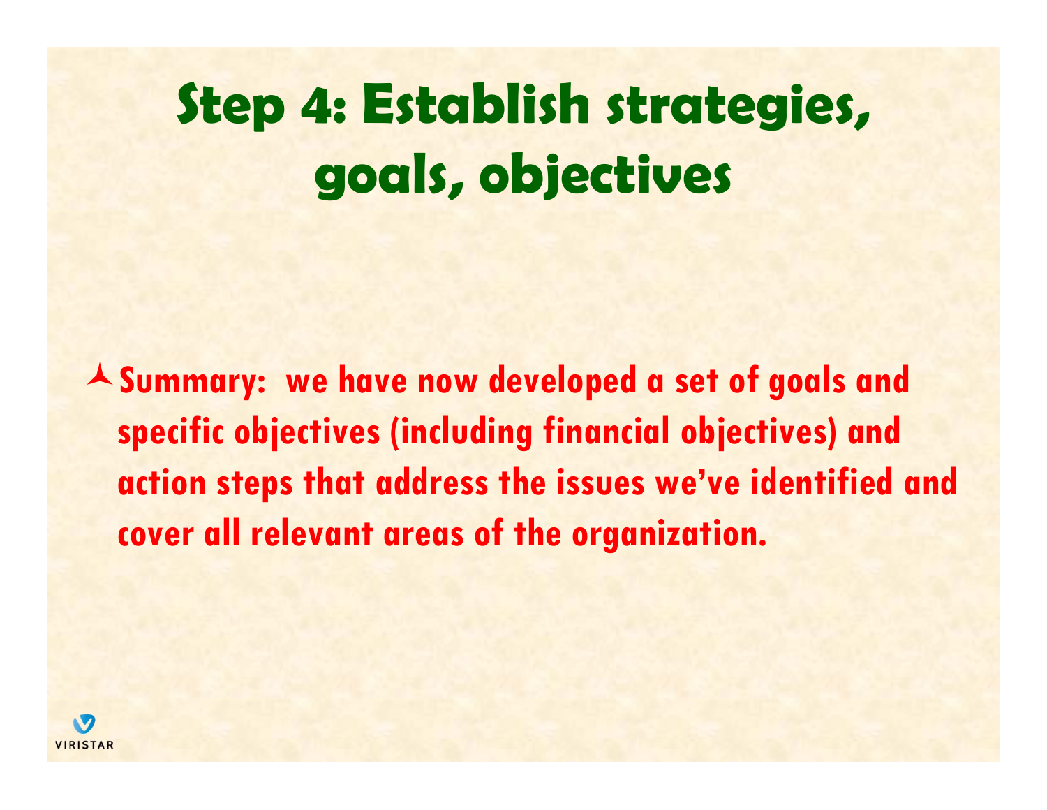# Step 4: Establish strategies, goals, objectives

- **Summary: we have now developed a set of goals and specific objectives (including financial objectives) and action steps that address the issues we've identified and cover all relevant areas of the organization.**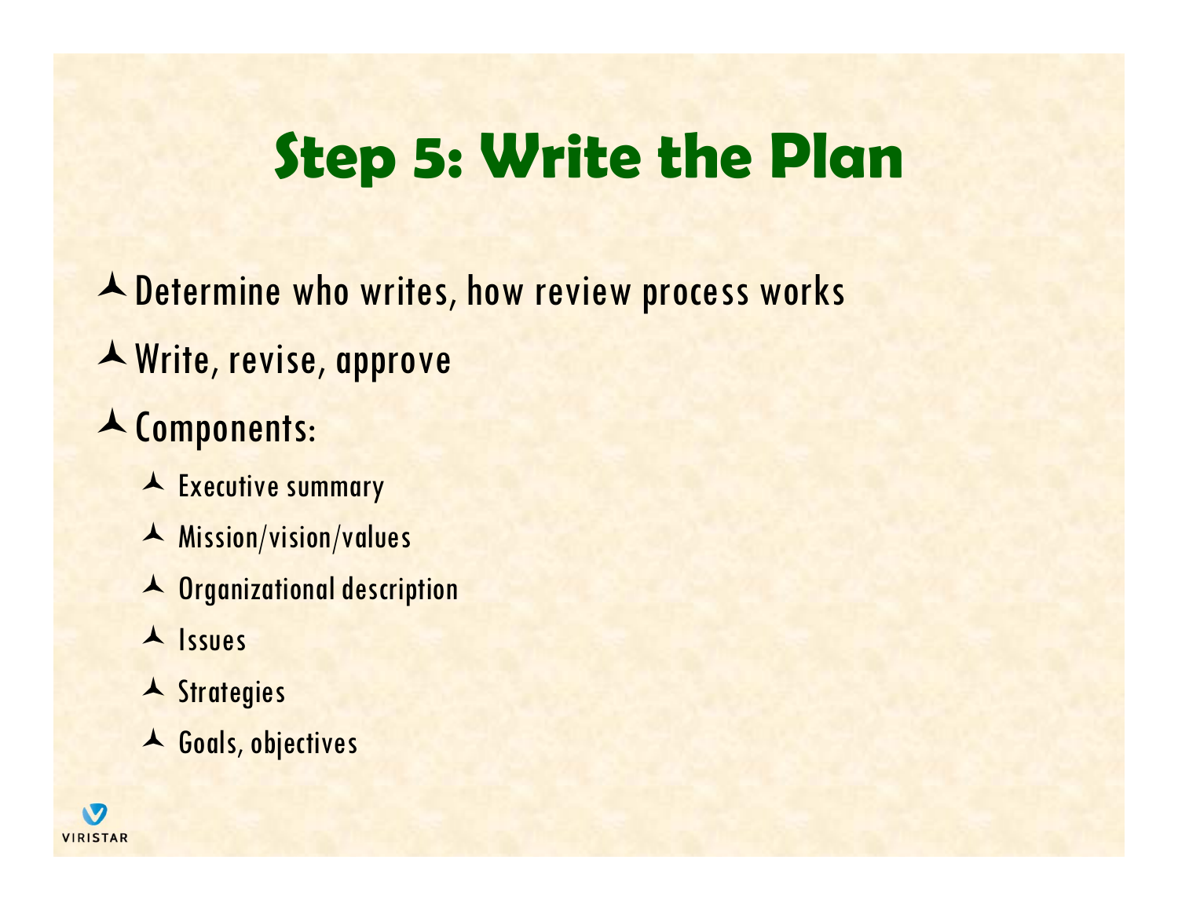# Step 5: Write the Plan

- Determine who writes, how review process works
- Write, revise, approve
- Components:
  - Executive summary
  - Mission/vision/values
  - Organizational description
  - Issues
  - Strategies
  - Goals, objectives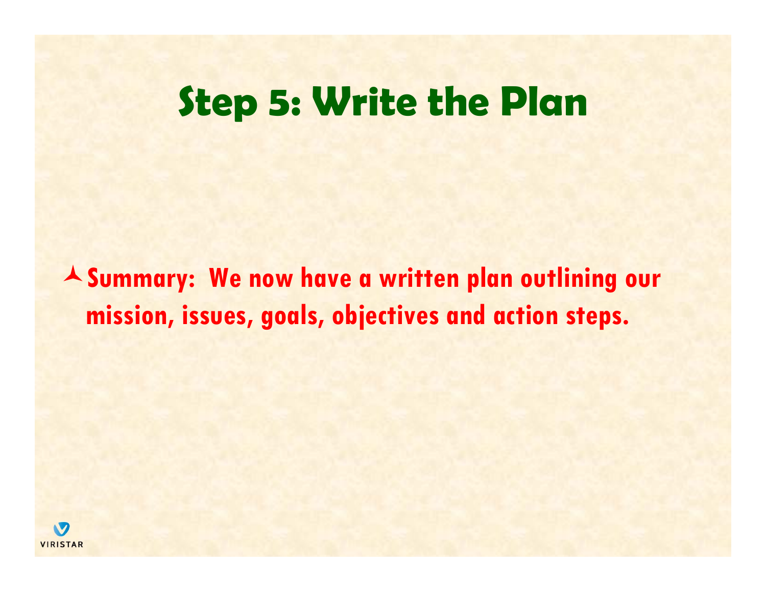# Step 5: Write the Plan

- **Summary: We now have a written plan outlining our mission, issues, goals, objectives and action steps.**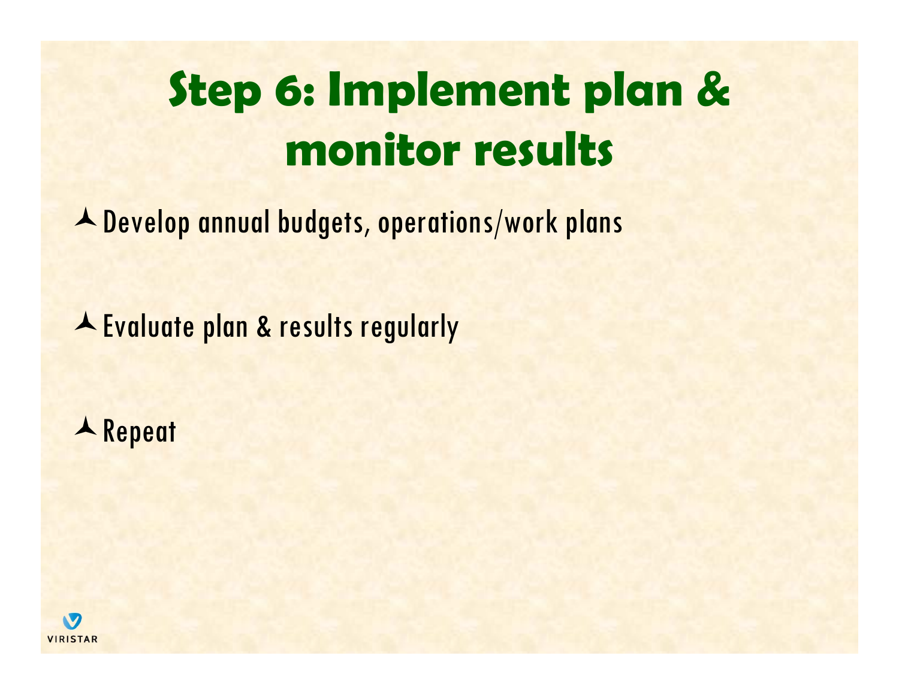# Step 6: Implement plan & monitor results

- Develop annual budgets, operations/work plans
- Evaluate plan & results regularly
- Repeat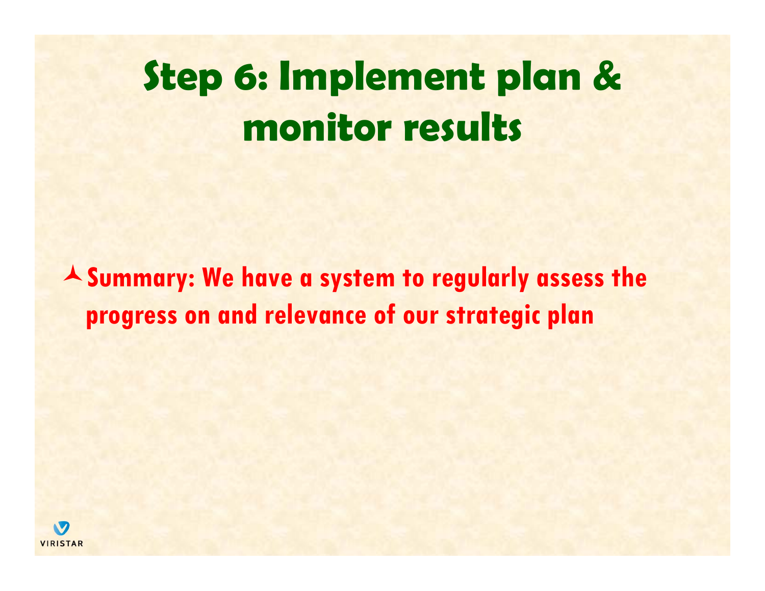# Step 6: Implement plan & monitor results

- **Summary: We have a system to regularly assess the progress on and relevance of our strategic plan**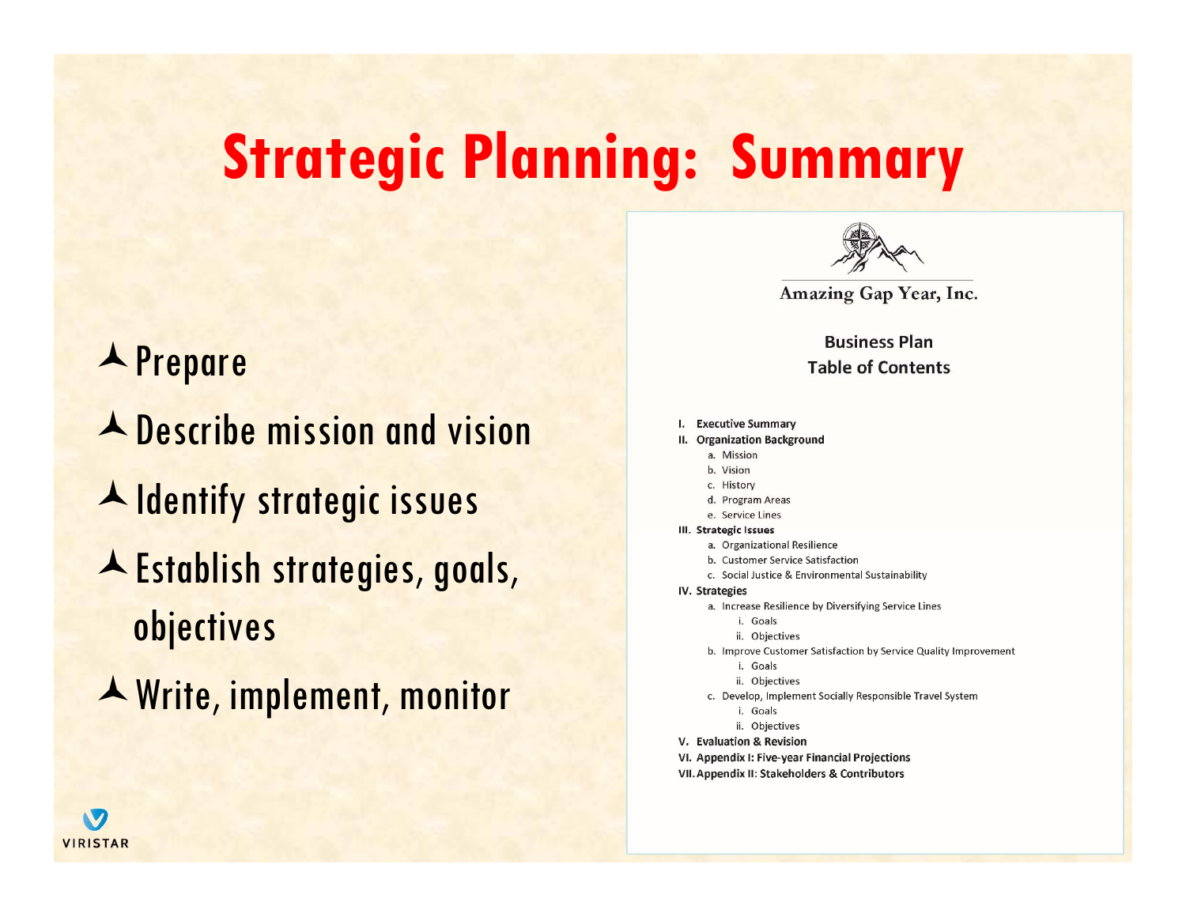# Strategic Planning: Summary

- Prepare
- Describe mission and vision
- Identify strategic issues
- Establish strategies, goals, objectives
- Write, implement, monitor

Amazing Gap Year, Inc.

**Business Plan**
**Table of Contents**

- **I. Executive Summary**
- **II. Organization Background**
  - a. Mission
  - b. Vision
  - c. History
  - d. Program Areas
  - e. Service Lines
- **III. Strategic Issues**
  - a. Organizational Resilience
  - b. Customer Service Satisfaction
  - c. Social Justice & Environmental Sustainability
- **IV. Strategies**
  - a. Increase Resilience by Diversifying Service Lines
    - i. Goals
    - ii. Objectives
  - b. Improve Customer Satisfaction by Service Quality Improvement
    - i. Goals
    - ii. Objectives
  - c. Develop, Implement Socially Responsible Travel System
    - i. Goals
    - ii. Objectives
- **V. Evaluation & Revision**
- **VI. Appendix I: Five-year Financial Projections**
- **VII. Appendix II: Stakeholders & Contributors**

VIRISTAR